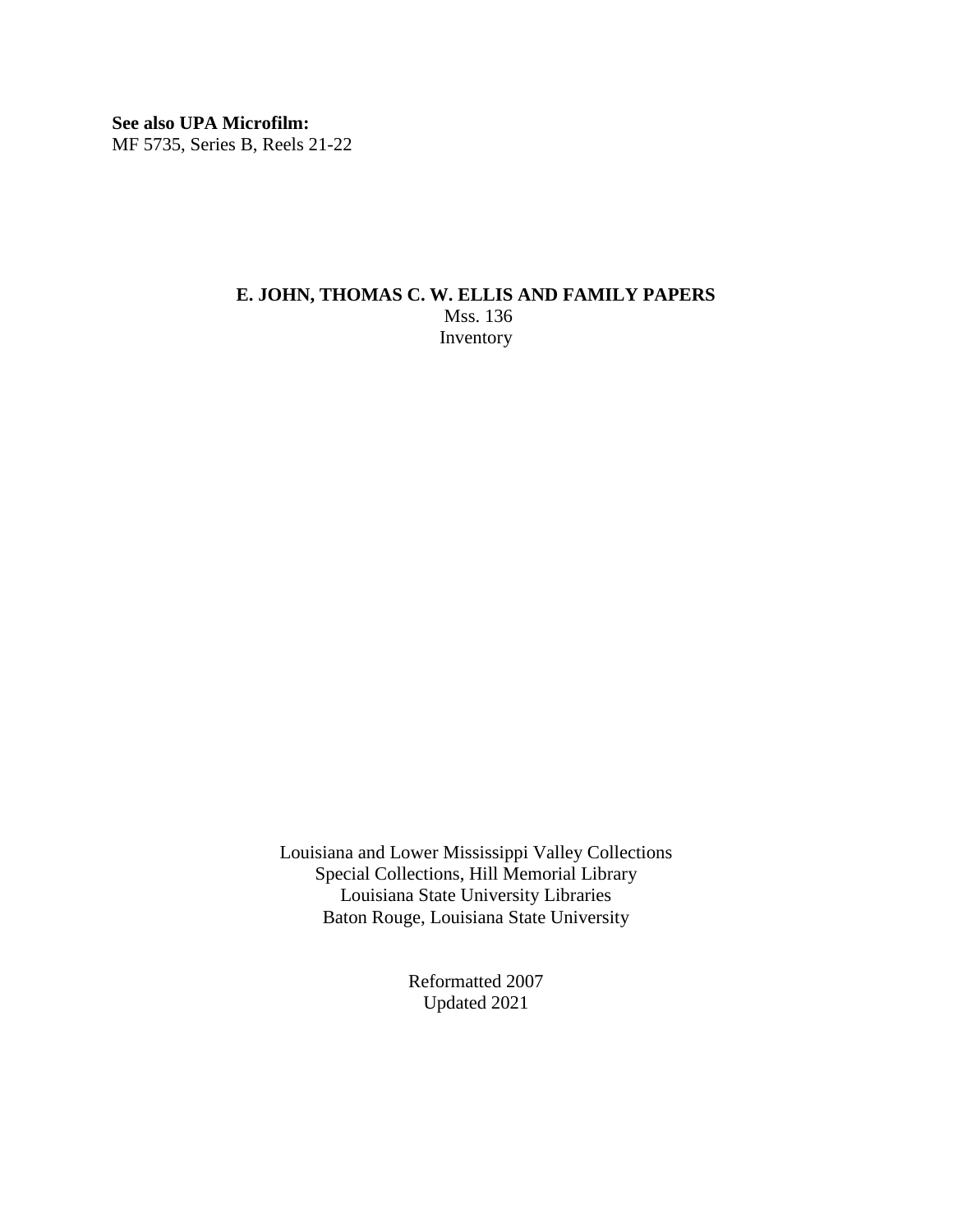**See also UPA Microfilm:**
MF 5735, Series B, Reels 21-22

# E. JOHN, THOMAS C. W. ELLIS AND FAMILY PAPERS

Mss. 136
Inventory

Louisiana and Lower Mississippi Valley Collections
Special Collections, Hill Memorial Library
Louisiana State University Libraries
Baton Rouge, Louisiana State University

Reformatted 2007
Updated 2021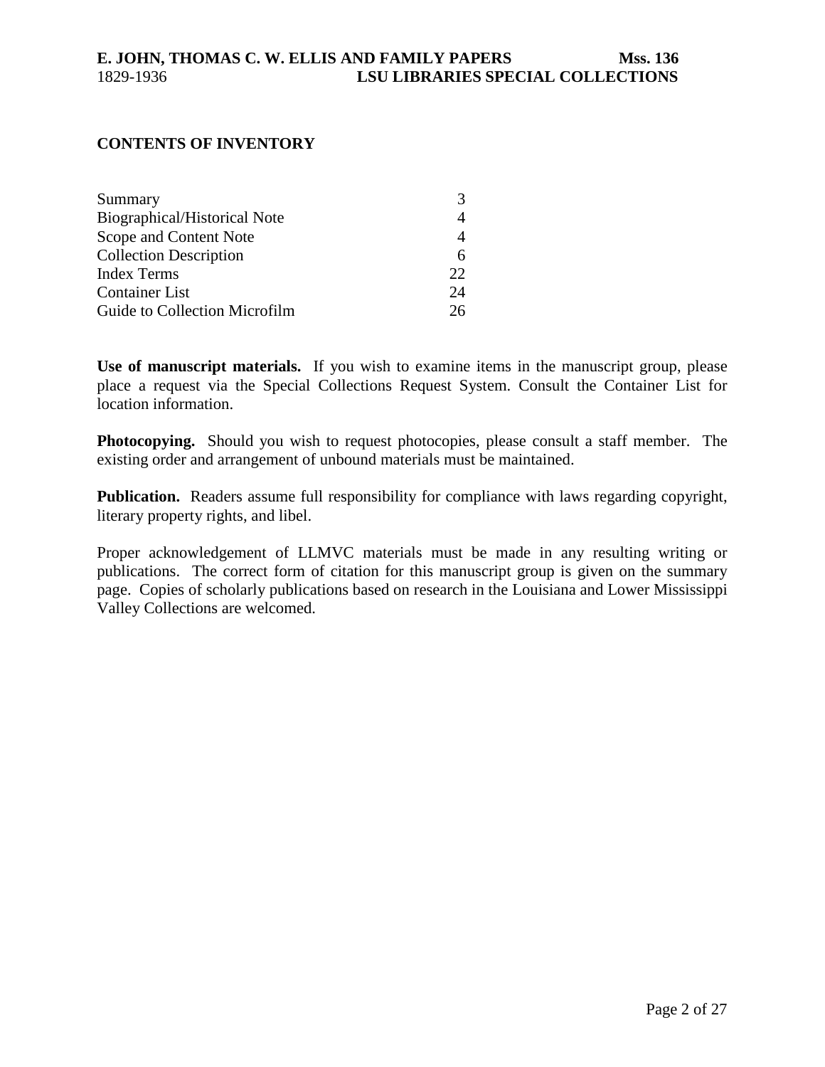## CONTENTS OF INVENTORY

| | |
|---|---|
| Summary | 3 |
| Biographical/Historical Note | 4 |
| Scope and Content Note | 4 |
| Collection Description | 6 |
| Index Terms | 22 |
| Container List | 24 |
| Guide to Collection Microfilm | 26 |

**Use of manuscript materials.** If you wish to examine items in the manuscript group, please place a request via the Special Collections Request System. Consult the Container List for location information.

**Photocopying.** Should you wish to request photocopies, please consult a staff member. The existing order and arrangement of unbound materials must be maintained.

**Publication.** Readers assume full responsibility for compliance with laws regarding copyright, literary property rights, and libel.

Proper acknowledgement of LLMVC materials must be made in any resulting writing or publications. The correct form of citation for this manuscript group is given on the summary page. Copies of scholarly publications based on research in the Louisiana and Lower Mississippi Valley Collections are welcomed.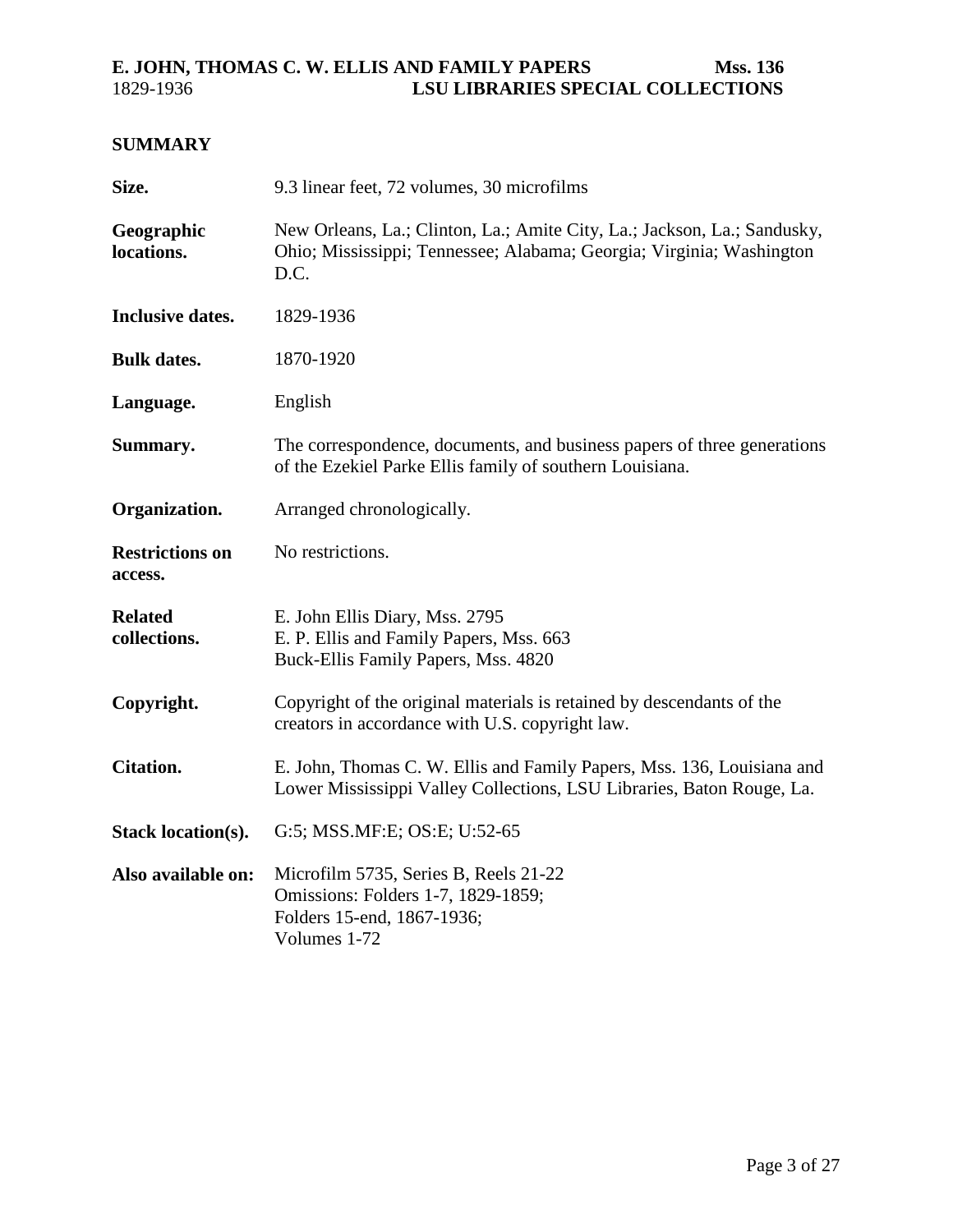## SUMMARY

| | |
|---|---|
| **Size.** | 9.3 linear feet, 72 volumes, 30 microfilms |
| **Geographic locations.** | New Orleans, La.; Clinton, La.; Amite City, La.; Jackson, La.; Sandusky, Ohio; Mississippi; Tennessee; Alabama; Georgia; Virginia; Washington D.C. |
| **Inclusive dates.** | 1829-1936 |
| **Bulk dates.** | 1870-1920 |
| **Language.** | English |
| **Summary.** | The correspondence, documents, and business papers of three generations of the Ezekiel Parke Ellis family of southern Louisiana. |
| **Organization.** | Arranged chronologically. |
| **Restrictions on access.** | No restrictions. |
| **Related collections.** | E. John Ellis Diary, Mss. 2795<br>E. P. Ellis and Family Papers, Mss. 663<br>Buck-Ellis Family Papers, Mss. 4820 |
| **Copyright.** | Copyright of the original materials is retained by descendants of the creators in accordance with U.S. copyright law. |
| **Citation.** | E. John, Thomas C. W. Ellis and Family Papers, Mss. 136, Louisiana and Lower Mississippi Valley Collections, LSU Libraries, Baton Rouge, La. |
| **Stack location(s).** | G:5; MSS.MF:E; OS:E; U:52-65 |
| **Also available on:** | Microfilm 5735, Series B, Reels 21-22<br>Omissions: Folders 1-7, 1829-1859;<br>Folders 15-end, 1867-1936;<br>Volumes 1-72 |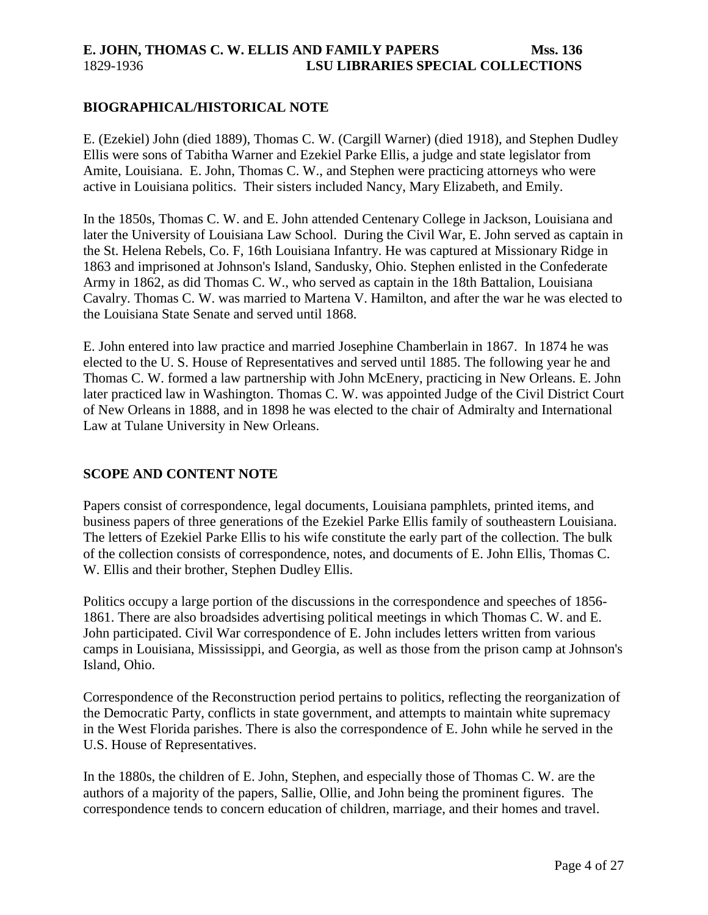## BIOGRAPHICAL/HISTORICAL NOTE

E. (Ezekiel) John (died 1889), Thomas C. W. (Cargill Warner) (died 1918), and Stephen Dudley Ellis were sons of Tabitha Warner and Ezekiel Parke Ellis, a judge and state legislator from Amite, Louisiana. E. John, Thomas C. W., and Stephen were practicing attorneys who were active in Louisiana politics. Their sisters included Nancy, Mary Elizabeth, and Emily.

In the 1850s, Thomas C. W. and E. John attended Centenary College in Jackson, Louisiana and later the University of Louisiana Law School. During the Civil War, E. John served as captain in the St. Helena Rebels, Co. F, 16th Louisiana Infantry. He was captured at Missionary Ridge in 1863 and imprisoned at Johnson's Island, Sandusky, Ohio. Stephen enlisted in the Confederate Army in 1862, as did Thomas C. W., who served as captain in the 18th Battalion, Louisiana Cavalry. Thomas C. W. was married to Martena V. Hamilton, and after the war he was elected to the Louisiana State Senate and served until 1868.

E. John entered into law practice and married Josephine Chamberlain in 1867. In 1874 he was elected to the U. S. House of Representatives and served until 1885. The following year he and Thomas C. W. formed a law partnership with John McEnery, practicing in New Orleans. E. John later practiced law in Washington. Thomas C. W. was appointed Judge of the Civil District Court of New Orleans in 1888, and in 1898 he was elected to the chair of Admiralty and International Law at Tulane University in New Orleans.

## SCOPE AND CONTENT NOTE

Papers consist of correspondence, legal documents, Louisiana pamphlets, printed items, and business papers of three generations of the Ezekiel Parke Ellis family of southeastern Louisiana. The letters of Ezekiel Parke Ellis to his wife constitute the early part of the collection. The bulk of the collection consists of correspondence, notes, and documents of E. John Ellis, Thomas C. W. Ellis and their brother, Stephen Dudley Ellis.

Politics occupy a large portion of the discussions in the correspondence and speeches of 1856-1861. There are also broadsides advertising political meetings in which Thomas C. W. and E. John participated. Civil War correspondence of E. John includes letters written from various camps in Louisiana, Mississippi, and Georgia, as well as those from the prison camp at Johnson's Island, Ohio.

Correspondence of the Reconstruction period pertains to politics, reflecting the reorganization of the Democratic Party, conflicts in state government, and attempts to maintain white supremacy in the West Florida parishes. There is also the correspondence of E. John while he served in the U.S. House of Representatives.

In the 1880s, the children of E. John, Stephen, and especially those of Thomas C. W. are the authors of a majority of the papers, Sallie, Ollie, and John being the prominent figures. The correspondence tends to concern education of children, marriage, and their homes and travel.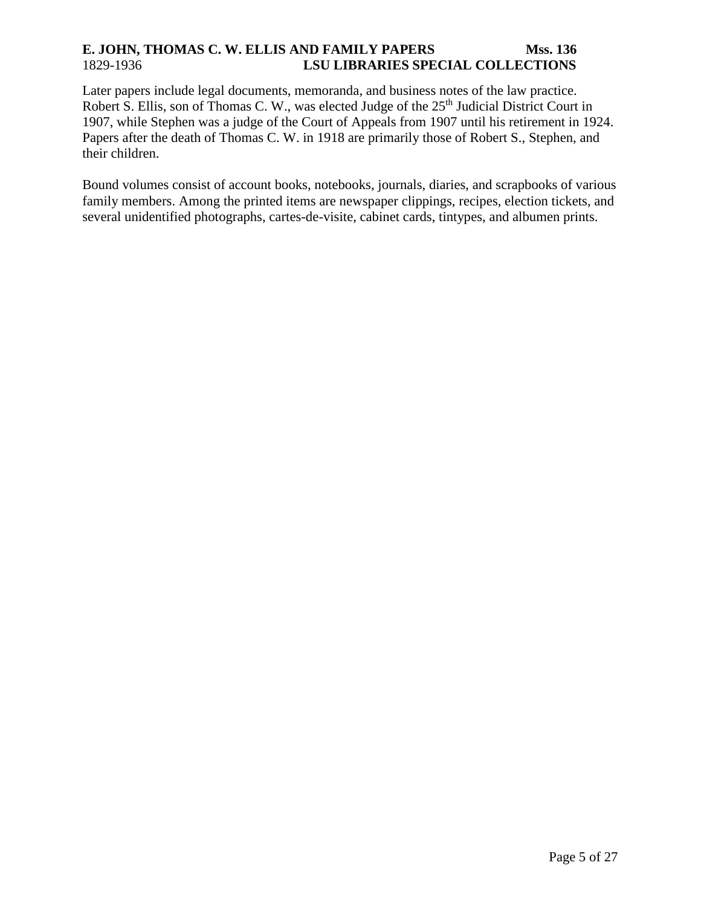Later papers include legal documents, memoranda, and business notes of the law practice. Robert S. Ellis, son of Thomas C. W., was elected Judge of the 25th Judicial District Court in 1907, while Stephen was a judge of the Court of Appeals from 1907 until his retirement in 1924. Papers after the death of Thomas C. W. in 1918 are primarily those of Robert S., Stephen, and their children.

Bound volumes consist of account books, notebooks, journals, diaries, and scrapbooks of various family members. Among the printed items are newspaper clippings, recipes, election tickets, and several unidentified photographs, cartes-de-visite, cabinet cards, tintypes, and albumen prints.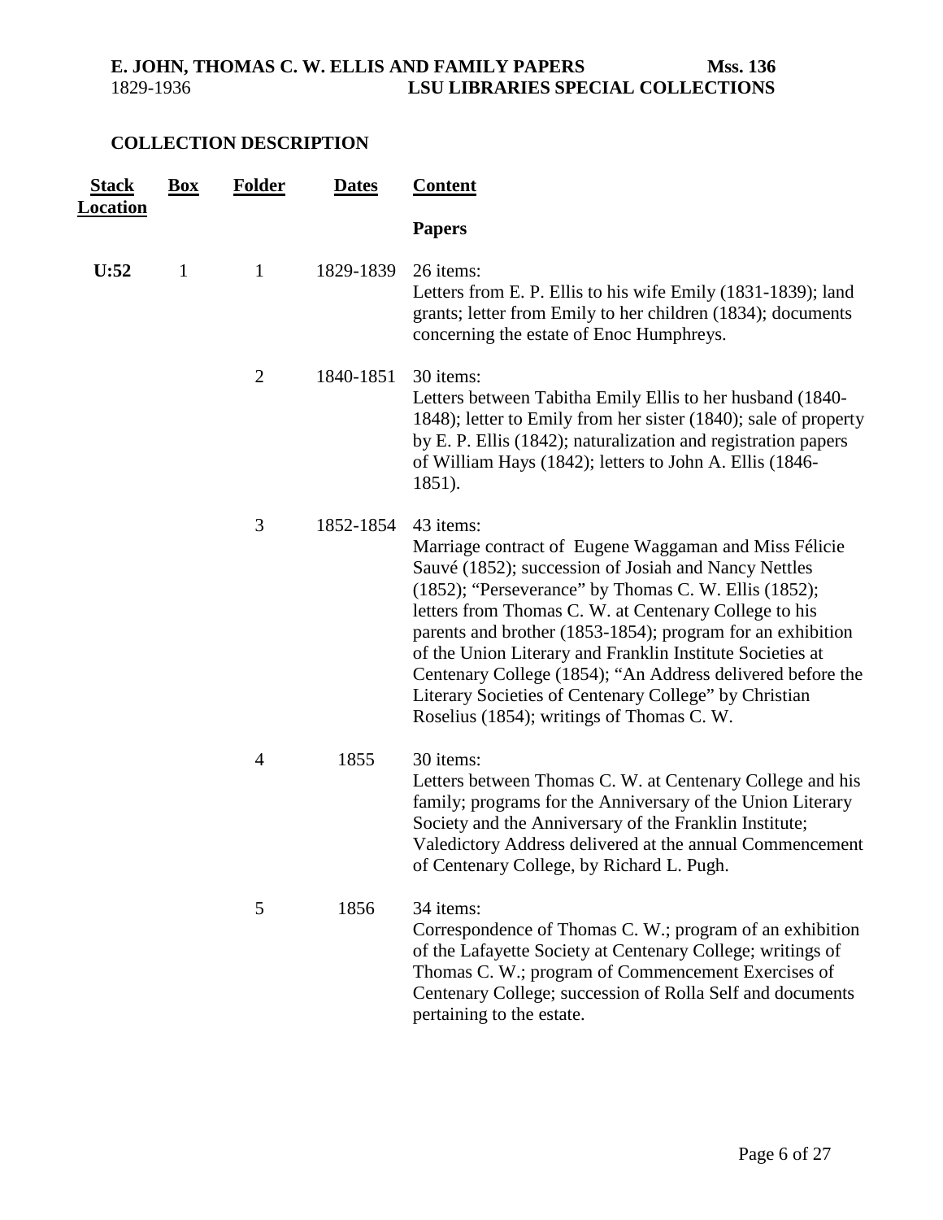## COLLECTION DESCRIPTION

| Stack Location | Box | Folder | Dates | Content |
|---|---|---|---|---|
| | | | | **Papers** |
| U:52 | 1 | 1 | 1829-1839 | 26 items: Letters from E. P. Ellis to his wife Emily (1831-1839); land grants; letter from Emily to her children (1834); documents concerning the estate of Enoc Humphreys. |
| | | 2 | 1840-1851 | 30 items: Letters between Tabitha Emily Ellis to her husband (1840-1848); letter to Emily from her sister (1840); sale of property by E. P. Ellis (1842); naturalization and registration papers of William Hays (1842); letters to John A. Ellis (1846-1851). |
| | | 3 | 1852-1854 | 43 items: Marriage contract of Eugene Waggaman and Miss Félicie Sauvé (1852); succession of Josiah and Nancy Nettles (1852); "Perseverance" by Thomas C. W. Ellis (1852); letters from Thomas C. W. at Centenary College to his parents and brother (1853-1854); program for an exhibition of the Union Literary and Franklin Institute Societies at Centenary College (1854); "An Address delivered before the Literary Societies of Centenary College" by Christian Roselius (1854); writings of Thomas C. W. |
| | | 4 | 1855 | 30 items: Letters between Thomas C. W. at Centenary College and his family; programs for the Anniversary of the Union Literary Society and the Anniversary of the Franklin Institute; Valedictory Address delivered at the annual Commencement of Centenary College, by Richard L. Pugh. |
| | | 5 | 1856 | 34 items: Correspondence of Thomas C. W.; program of an exhibition of the Lafayette Society at Centenary College; writings of Thomas C. W.; program of Commencement Exercises of Centenary College; succession of Rolla Self and documents pertaining to the estate. |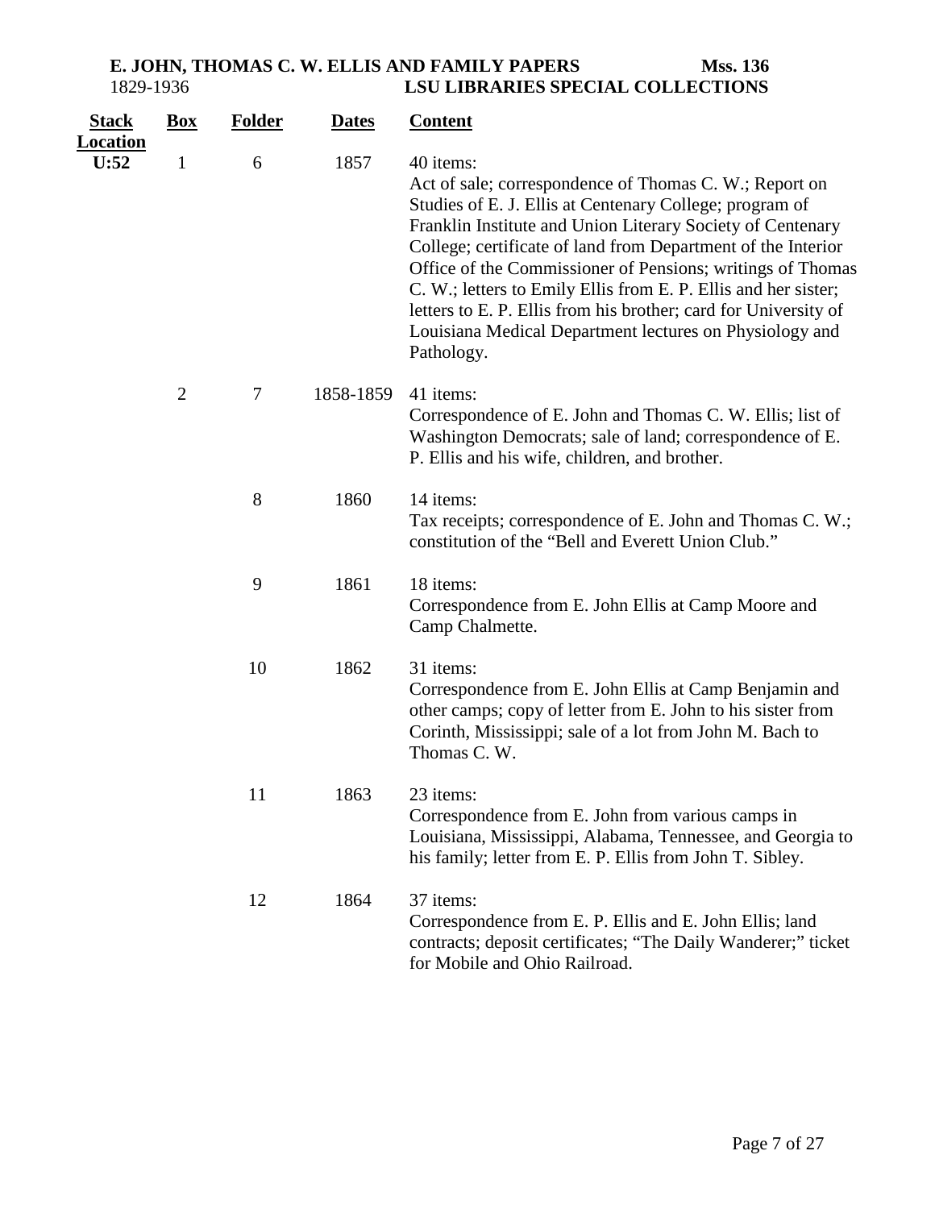| Stack Location | Box | Folder | Dates | Content |
|---|---|---|---|---|
| U:52 | 1 | 6 | 1857 | 40 items: Act of sale; correspondence of Thomas C. W.; Report on Studies of E. J. Ellis at Centenary College; program of Franklin Institute and Union Literary Society of Centenary College; certificate of land from Department of the Interior Office of the Commissioner of Pensions; writings of Thomas C. W.; letters to Emily Ellis from E. P. Ellis and her sister; letters to E. P. Ellis from his brother; card for University of Louisiana Medical Department lectures on Physiology and Pathology. |
| | 2 | 7 | 1858-1859 | 41 items: Correspondence of E. John and Thomas C. W. Ellis; list of Washington Democrats; sale of land; correspondence of E. P. Ellis and his wife, children, and brother. |
| | | 8 | 1860 | 14 items: Tax receipts; correspondence of E. John and Thomas C. W.; constitution of the "Bell and Everett Union Club." |
| | | 9 | 1861 | 18 items: Correspondence from E. John Ellis at Camp Moore and Camp Chalmette. |
| | | 10 | 1862 | 31 items: Correspondence from E. John Ellis at Camp Benjamin and other camps; copy of letter from E. John to his sister from Corinth, Mississippi; sale of a lot from John M. Bach to Thomas C. W. |
| | | 11 | 1863 | 23 items: Correspondence from E. John from various camps in Louisiana, Mississippi, Alabama, Tennessee, and Georgia to his family; letter from E. P. Ellis from John T. Sibley. |
| | | 12 | 1864 | 37 items: Correspondence from E. P. Ellis and E. John Ellis; land contracts; deposit certificates; "The Daily Wanderer;" ticket for Mobile and Ohio Railroad. |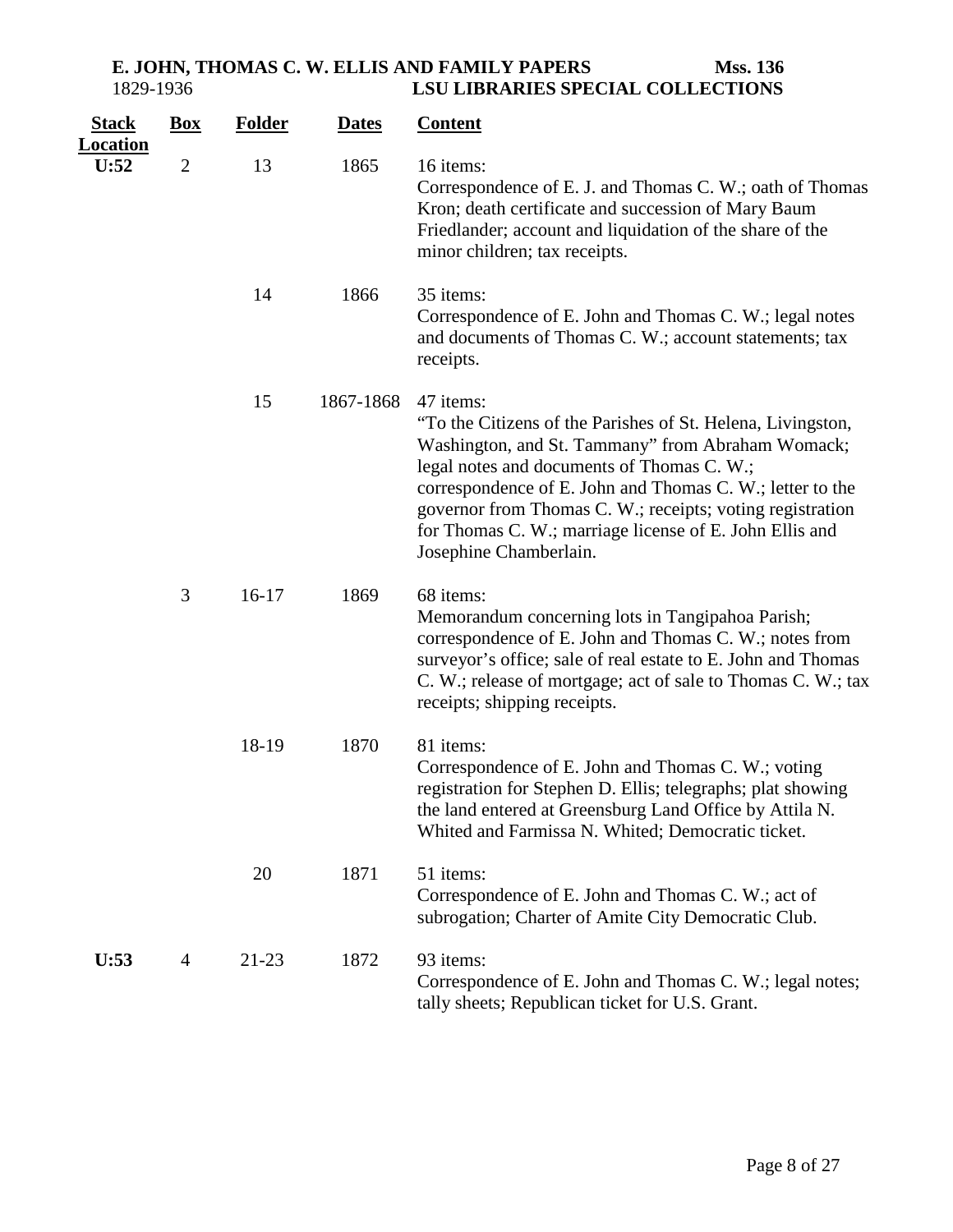| Stack Location | Box | Folder | Dates | Content |
|---|---|---|---|---|
| U:52 | 2 | 13 | 1865 | 16 items:<br>Correspondence of E. J. and Thomas C. W.; oath of Thomas Kron; death certificate and succession of Mary Baum Friedlander; account and liquidation of the share of the minor children; tax receipts. |
| | | 14 | 1866 | 35 items:<br>Correspondence of E. John and Thomas C. W.; legal notes and documents of Thomas C. W.; account statements; tax receipts. |
| | | 15 | 1867-1868 | 47 items:<br>"To the Citizens of the Parishes of St. Helena, Livingston, Washington, and St. Tammany" from Abraham Womack; legal notes and documents of Thomas C. W.; correspondence of E. John and Thomas C. W.; letter to the governor from Thomas C. W.; receipts; voting registration for Thomas C. W.; marriage license of E. John Ellis and Josephine Chamberlain. |
| | 3 | 16-17 | 1869 | 68 items:<br>Memorandum concerning lots in Tangipahoa Parish; correspondence of E. John and Thomas C. W.; notes from surveyor's office; sale of real estate to E. John and Thomas C. W.; release of mortgage; act of sale to Thomas C. W.; tax receipts; shipping receipts. |
| | | 18-19 | 1870 | 81 items:<br>Correspondence of E. John and Thomas C. W.; voting registration for Stephen D. Ellis; telegraphs; plat showing the land entered at Greensburg Land Office by Attila N. Whited and Farmissa N. Whited; Democratic ticket. |
| | | 20 | 1871 | 51 items:<br>Correspondence of E. John and Thomas C. W.; act of subrogation; Charter of Amite City Democratic Club. |
| U:53 | 4 | 21-23 | 1872 | 93 items:<br>Correspondence of E. John and Thomas C. W.; legal notes; tally sheets; Republican ticket for U.S. Grant. |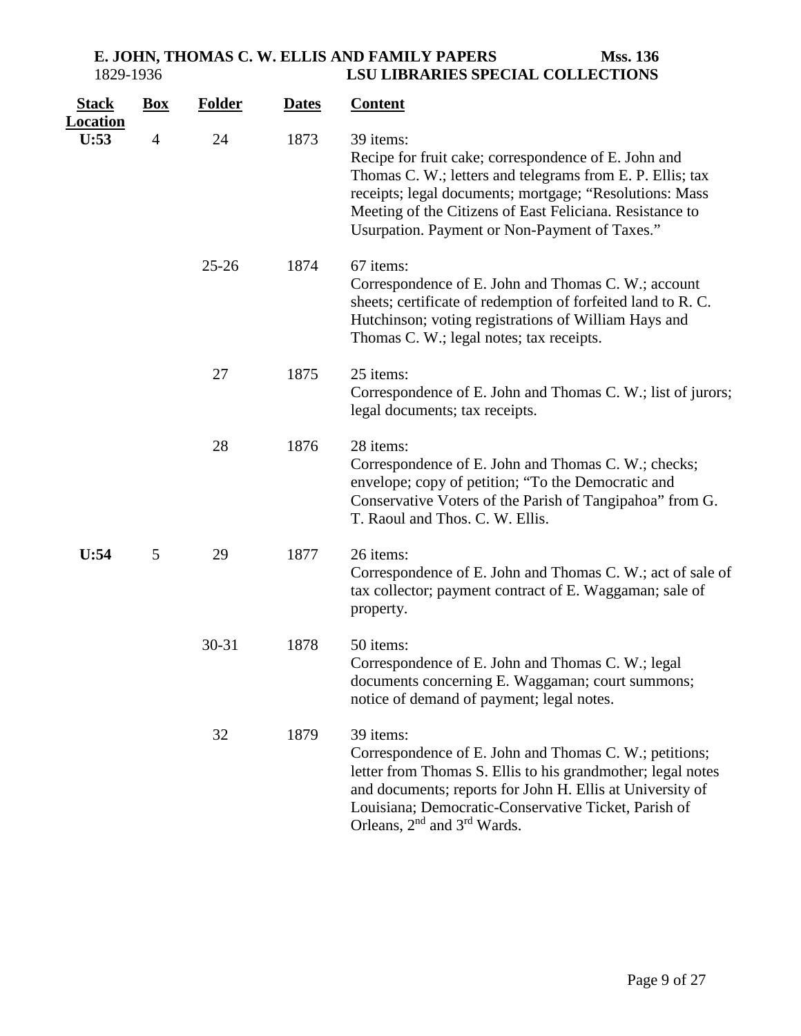| Stack Location | Box | Folder | Dates | Content |
|---|---|---|---|---|
| U:53 | 4 | 24 | 1873 | 39 items: Recipe for fruit cake; correspondence of E. John and Thomas C. W.; letters and telegrams from E. P. Ellis; tax receipts; legal documents; mortgage; "Resolutions: Mass Meeting of the Citizens of East Feliciana. Resistance to Usurpation. Payment or Non-Payment of Taxes." |
| | | 25-26 | 1874 | 67 items: Correspondence of E. John and Thomas C. W.; account sheets; certificate of redemption of forfeited land to R. C. Hutchinson; voting registrations of William Hays and Thomas C. W.; legal notes; tax receipts. |
| | | 27 | 1875 | 25 items: Correspondence of E. John and Thomas C. W.; list of jurors; legal documents; tax receipts. |
| | | 28 | 1876 | 28 items: Correspondence of E. John and Thomas C. W.; checks; envelope; copy of petition; "To the Democratic and Conservative Voters of the Parish of Tangipahoa" from G. T. Raoul and Thos. C. W. Ellis. |
| U:54 | 5 | 29 | 1877 | 26 items: Correspondence of E. John and Thomas C. W.; act of sale of tax collector; payment contract of E. Waggaman; sale of property. |
| | | 30-31 | 1878 | 50 items: Correspondence of E. John and Thomas C. W.; legal documents concerning E. Waggaman; court summons; notice of demand of payment; legal notes. |
| | | 32 | 1879 | 39 items: Correspondence of E. John and Thomas C. W.; petitions; letter from Thomas S. Ellis to his grandmother; legal notes and documents; reports for John H. Ellis at University of Louisiana; Democratic-Conservative Ticket, Parish of Orleans, 2nd and 3rd Wards. |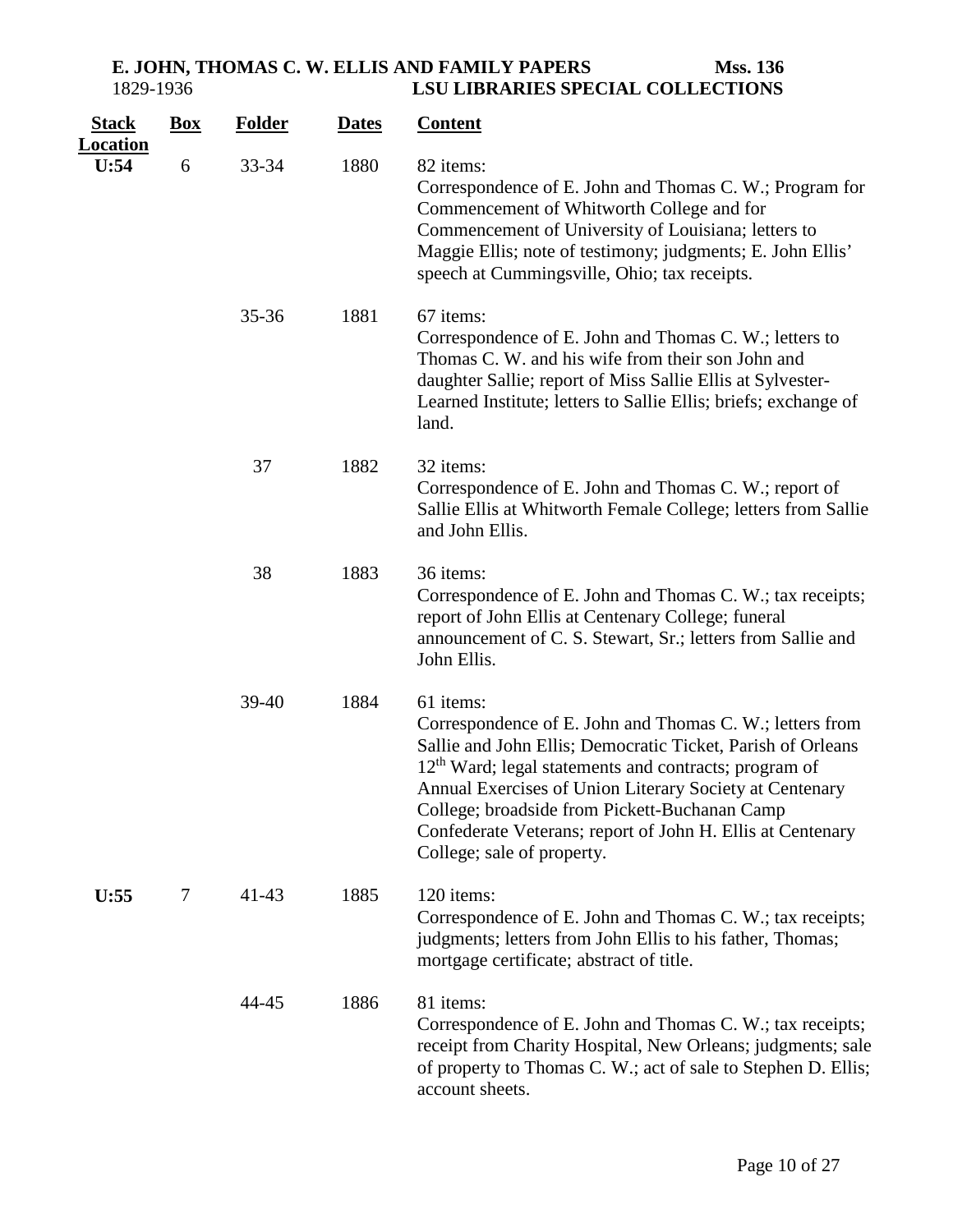| Stack Location | Box | Folder | Dates | Content |
|---|---|---|---|---|
| U:54 | 6 | 33-34 | 1880 | 82 items: Correspondence of E. John and Thomas C. W.; Program for Commencement of Whitworth College and for Commencement of University of Louisiana; letters to Maggie Ellis; note of testimony; judgments; E. John Ellis' speech at Cummingsville, Ohio; tax receipts. |
| | | 35-36 | 1881 | 67 items: Correspondence of E. John and Thomas C. W.; letters to Thomas C. W. and his wife from their son John and daughter Sallie; report of Miss Sallie Ellis at Sylvester-Learned Institute; letters to Sallie Ellis; briefs; exchange of land. |
| | | 37 | 1882 | 32 items: Correspondence of E. John and Thomas C. W.; report of Sallie Ellis at Whitworth Female College; letters from Sallie and John Ellis. |
| | | 38 | 1883 | 36 items: Correspondence of E. John and Thomas C. W.; tax receipts; report of John Ellis at Centenary College; funeral announcement of C. S. Stewart, Sr.; letters from Sallie and John Ellis. |
| | | 39-40 | 1884 | 61 items: Correspondence of E. John and Thomas C. W.; letters from Sallie and John Ellis; Democratic Ticket, Parish of Orleans 12th Ward; legal statements and contracts; program of Annual Exercises of Union Literary Society at Centenary College; broadside from Pickett-Buchanan Camp Confederate Veterans; report of John H. Ellis at Centenary College; sale of property. |
| U:55 | 7 | 41-43 | 1885 | 120 items: Correspondence of E. John and Thomas C. W.; tax receipts; judgments; letters from John Ellis to his father, Thomas; mortgage certificate; abstract of title. |
| | | 44-45 | 1886 | 81 items: Correspondence of E. John and Thomas C. W.; tax receipts; receipt from Charity Hospital, New Orleans; judgments; sale of property to Thomas C. W.; act of sale to Stephen D. Ellis; account sheets. |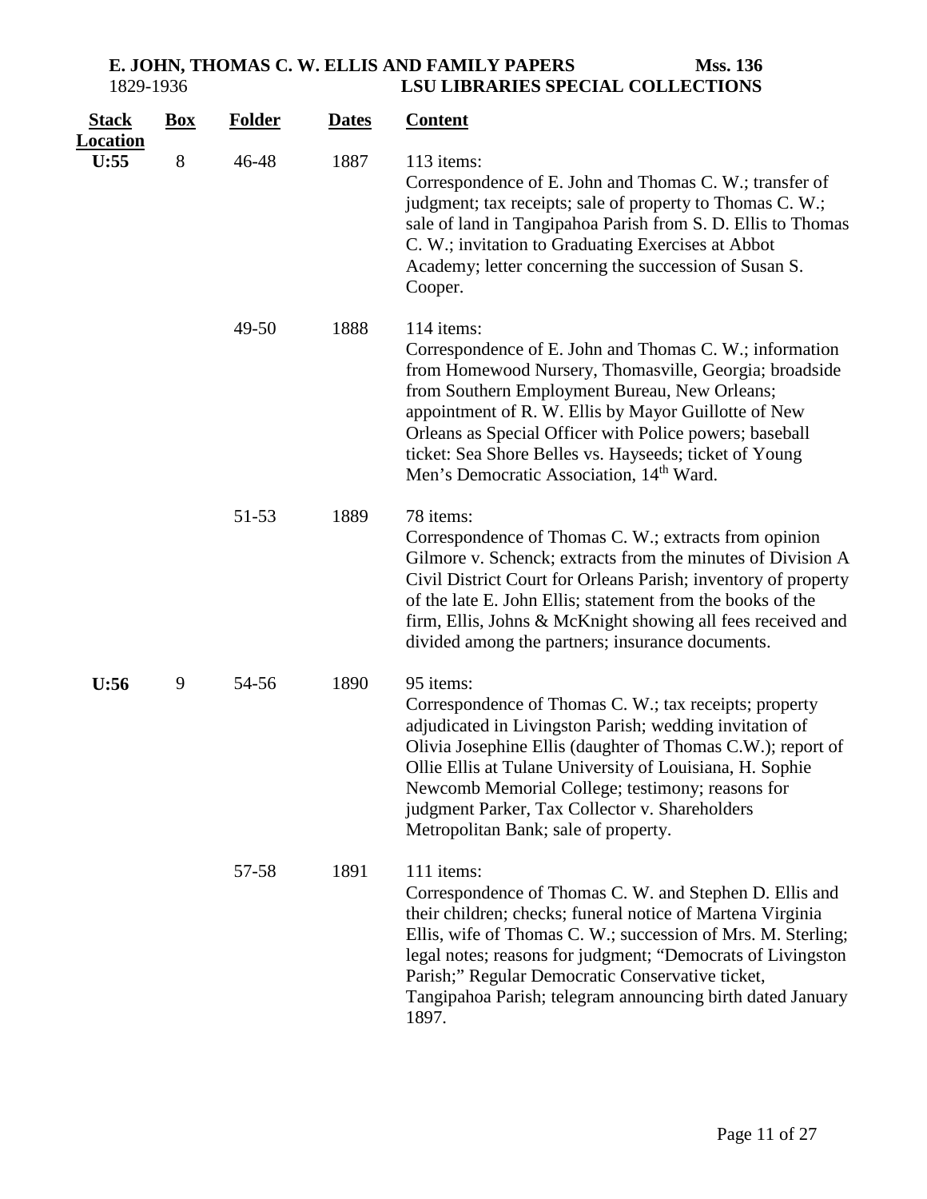| Stack Location | Box | Folder | Dates | Content |
|---|---|---|---|---|
| U:55 | 8 | 46-48 | 1887 | 113 items: Correspondence of E. John and Thomas C. W.; transfer of judgment; tax receipts; sale of property to Thomas C. W.; sale of land in Tangipahoa Parish from S. D. Ellis to Thomas C. W.; invitation to Graduating Exercises at Abbot Academy; letter concerning the succession of Susan S. Cooper. |
| | | 49-50 | 1888 | 114 items: Correspondence of E. John and Thomas C. W.; information from Homewood Nursery, Thomasville, Georgia; broadside from Southern Employment Bureau, New Orleans; appointment of R. W. Ellis by Mayor Guillotte of New Orleans as Special Officer with Police powers; baseball ticket: Sea Shore Belles vs. Hayseeds; ticket of Young Men's Democratic Association, 14th Ward. |
| | | 51-53 | 1889 | 78 items: Correspondence of Thomas C. W.; extracts from opinion Gilmore v. Schenck; extracts from the minutes of Division A Civil District Court for Orleans Parish; inventory of property of the late E. John Ellis; statement from the books of the firm, Ellis, Johns & McKnight showing all fees received and divided among the partners; insurance documents. |
| U:56 | 9 | 54-56 | 1890 | 95 items: Correspondence of Thomas C. W.; tax receipts; property adjudicated in Livingston Parish; wedding invitation of Olivia Josephine Ellis (daughter of Thomas C.W.); report of Ollie Ellis at Tulane University of Louisiana, H. Sophie Newcomb Memorial College; testimony; reasons for judgment Parker, Tax Collector v. Shareholders Metropolitan Bank; sale of property. |
| | | 57-58 | 1891 | 111 items: Correspondence of Thomas C. W. and Stephen D. Ellis and their children; checks; funeral notice of Martena Virginia Ellis, wife of Thomas C. W.; succession of Mrs. M. Sterling; legal notes; reasons for judgment; "Democrats of Livingston Parish;" Regular Democratic Conservative ticket, Tangipahoa Parish; telegram announcing birth dated January 1897. |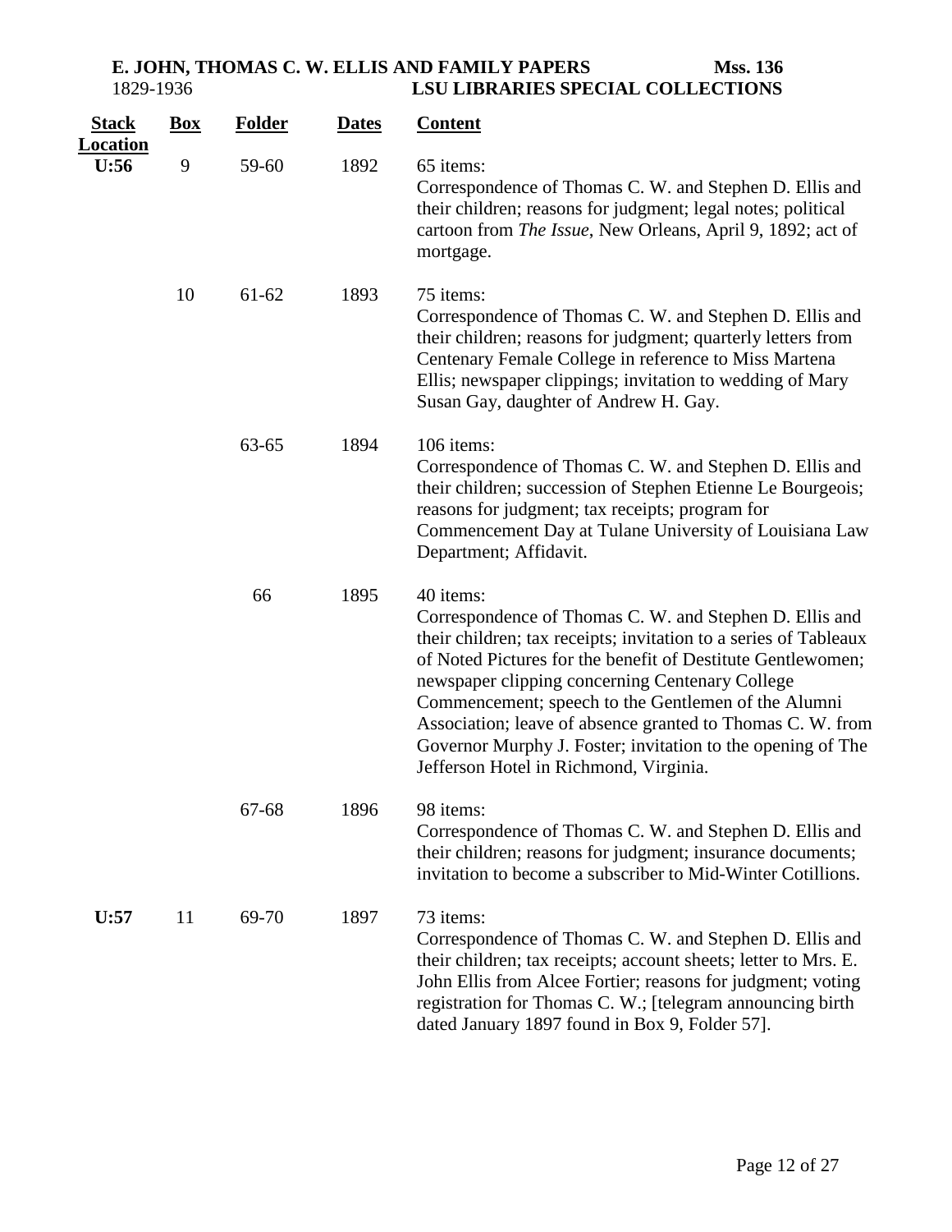| Stack Location | Box | Folder | Dates | Content |
|---|---|---|---|---|
| U:56 | 9 | 59-60 | 1892 | 65 items: Correspondence of Thomas C. W. and Stephen D. Ellis and their children; reasons for judgment; legal notes; political cartoon from *The Issue*, New Orleans, April 9, 1892; act of mortgage. |
| | 10 | 61-62 | 1893 | 75 items: Correspondence of Thomas C. W. and Stephen D. Ellis and their children; reasons for judgment; quarterly letters from Centenary Female College in reference to Miss Martena Ellis; newspaper clippings; invitation to wedding of Mary Susan Gay, daughter of Andrew H. Gay. |
| | | 63-65 | 1894 | 106 items: Correspondence of Thomas C. W. and Stephen D. Ellis and their children; succession of Stephen Etienne Le Bourgeois; reasons for judgment; tax receipts; program for Commencement Day at Tulane University of Louisiana Law Department; Affidavit. |
| | | 66 | 1895 | 40 items: Correspondence of Thomas C. W. and Stephen D. Ellis and their children; tax receipts; invitation to a series of Tableaux of Noted Pictures for the benefit of Destitute Gentlewomen; newspaper clipping concerning Centenary College Commencement; speech to the Gentlemen of the Alumni Association; leave of absence granted to Thomas C. W. from Governor Murphy J. Foster; invitation to the opening of The Jefferson Hotel in Richmond, Virginia. |
| | | 67-68 | 1896 | 98 items: Correspondence of Thomas C. W. and Stephen D. Ellis and their children; reasons for judgment; insurance documents; invitation to become a subscriber to Mid-Winter Cotillions. |
| U:57 | 11 | 69-70 | 1897 | 73 items: Correspondence of Thomas C. W. and Stephen D. Ellis and their children; tax receipts; account sheets; letter to Mrs. E. John Ellis from Alcee Fortier; reasons for judgment; voting registration for Thomas C. W.; [telegram announcing birth dated January 1897 found in Box 9, Folder 57]. |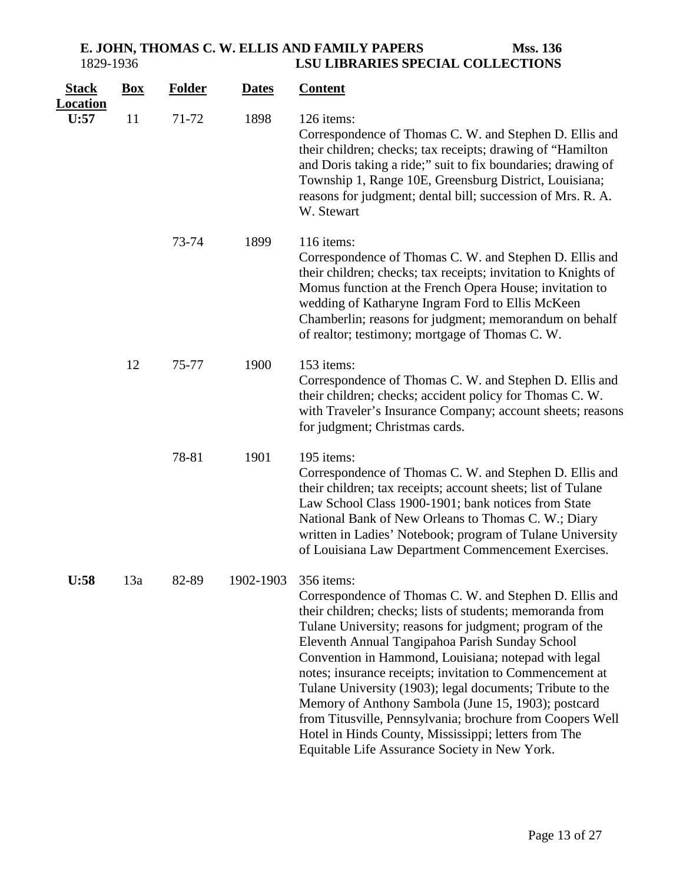| Stack Location | Box | Folder | Dates | Content |
|---|---|---|---|---|
| U:57 | 11 | 71-72 | 1898 | 126 items: Correspondence of Thomas C. W. and Stephen D. Ellis and their children; checks; tax receipts; drawing of "Hamilton and Doris taking a ride;" suit to fix boundaries; drawing of Township 1, Range 10E, Greensburg District, Louisiana; reasons for judgment; dental bill; succession of Mrs. R. A. W. Stewart |
| | | 73-74 | 1899 | 116 items: Correspondence of Thomas C. W. and Stephen D. Ellis and their children; checks; tax receipts; invitation to Knights of Momus function at the French Opera House; invitation to wedding of Katharyne Ingram Ford to Ellis McKeen Chamberlin; reasons for judgment; memorandum on behalf of realtor; testimony; mortgage of Thomas C. W. |
| | 12 | 75-77 | 1900 | 153 items: Correspondence of Thomas C. W. and Stephen D. Ellis and their children; checks; accident policy for Thomas C. W. with Traveler's Insurance Company; account sheets; reasons for judgment; Christmas cards. |
| | | 78-81 | 1901 | 195 items: Correspondence of Thomas C. W. and Stephen D. Ellis and their children; tax receipts; account sheets; list of Tulane Law School Class 1900-1901; bank notices from State National Bank of New Orleans to Thomas C. W.; Diary written in Ladies' Notebook; program of Tulane University of Louisiana Law Department Commencement Exercises. |
| U:58 | 13a | 82-89 | 1902-1903 | 356 items: Correspondence of Thomas C. W. and Stephen D. Ellis and their children; checks; lists of students; memoranda from Tulane University; reasons for judgment; program of the Eleventh Annual Tangipahoa Parish Sunday School Convention in Hammond, Louisiana; notepad with legal notes; insurance receipts; invitation to Commencement at Tulane University (1903); legal documents; Tribute to the Memory of Anthony Sambola (June 15, 1903); postcard from Titusville, Pennsylvania; brochure from Coopers Well Hotel in Hinds County, Mississippi; letters from The Equitable Life Assurance Society in New York. |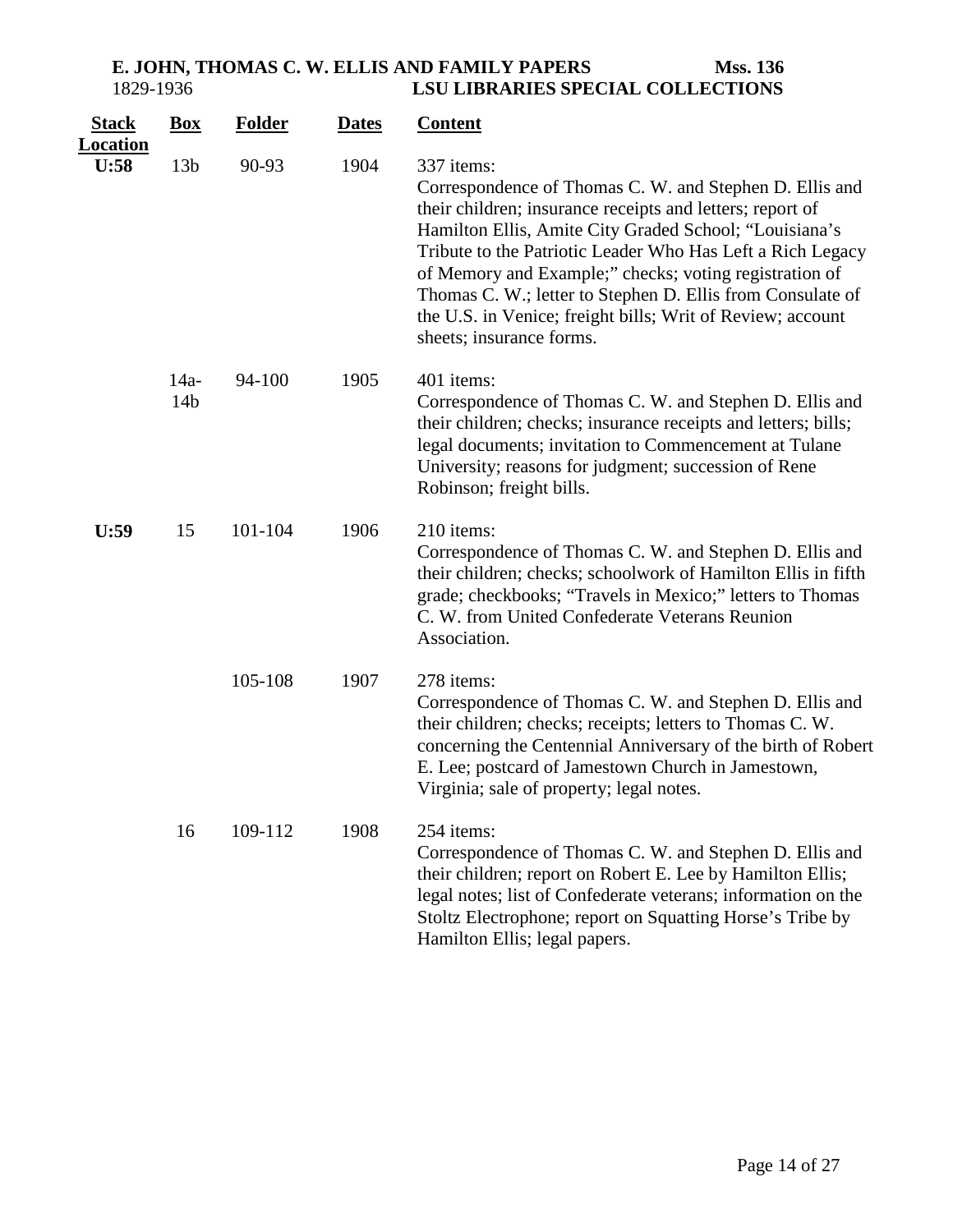| Stack Location | Box | Folder | Dates | Content |
|---|---|---|---|---|
| U:58 | 13b | 90-93 | 1904 | 337 items: Correspondence of Thomas C. W. and Stephen D. Ellis and their children; insurance receipts and letters; report of Hamilton Ellis, Amite City Graded School; "Louisiana's Tribute to the Patriotic Leader Who Has Left a Rich Legacy of Memory and Example;" checks; voting registration of Thomas C. W.; letter to Stephen D. Ellis from Consulate of the U.S. in Venice; freight bills; Writ of Review; account sheets; insurance forms. |
| | 14a-14b | 94-100 | 1905 | 401 items: Correspondence of Thomas C. W. and Stephen D. Ellis and their children; checks; insurance receipts and letters; bills; legal documents; invitation to Commencement at Tulane University; reasons for judgment; succession of Rene Robinson; freight bills. |
| U:59 | 15 | 101-104 | 1906 | 210 items: Correspondence of Thomas C. W. and Stephen D. Ellis and their children; checks; schoolwork of Hamilton Ellis in fifth grade; checkbooks; "Travels in Mexico;" letters to Thomas C. W. from United Confederate Veterans Reunion Association. |
| | | 105-108 | 1907 | 278 items: Correspondence of Thomas C. W. and Stephen D. Ellis and their children; checks; receipts; letters to Thomas C. W. concerning the Centennial Anniversary of the birth of Robert E. Lee; postcard of Jamestown Church in Jamestown, Virginia; sale of property; legal notes. |
| | 16 | 109-112 | 1908 | 254 items: Correspondence of Thomas C. W. and Stephen D. Ellis and their children; report on Robert E. Lee by Hamilton Ellis; legal notes; list of Confederate veterans; information on the Stoltz Electrophone; report on Squatting Horse's Tribe by Hamilton Ellis; legal papers. |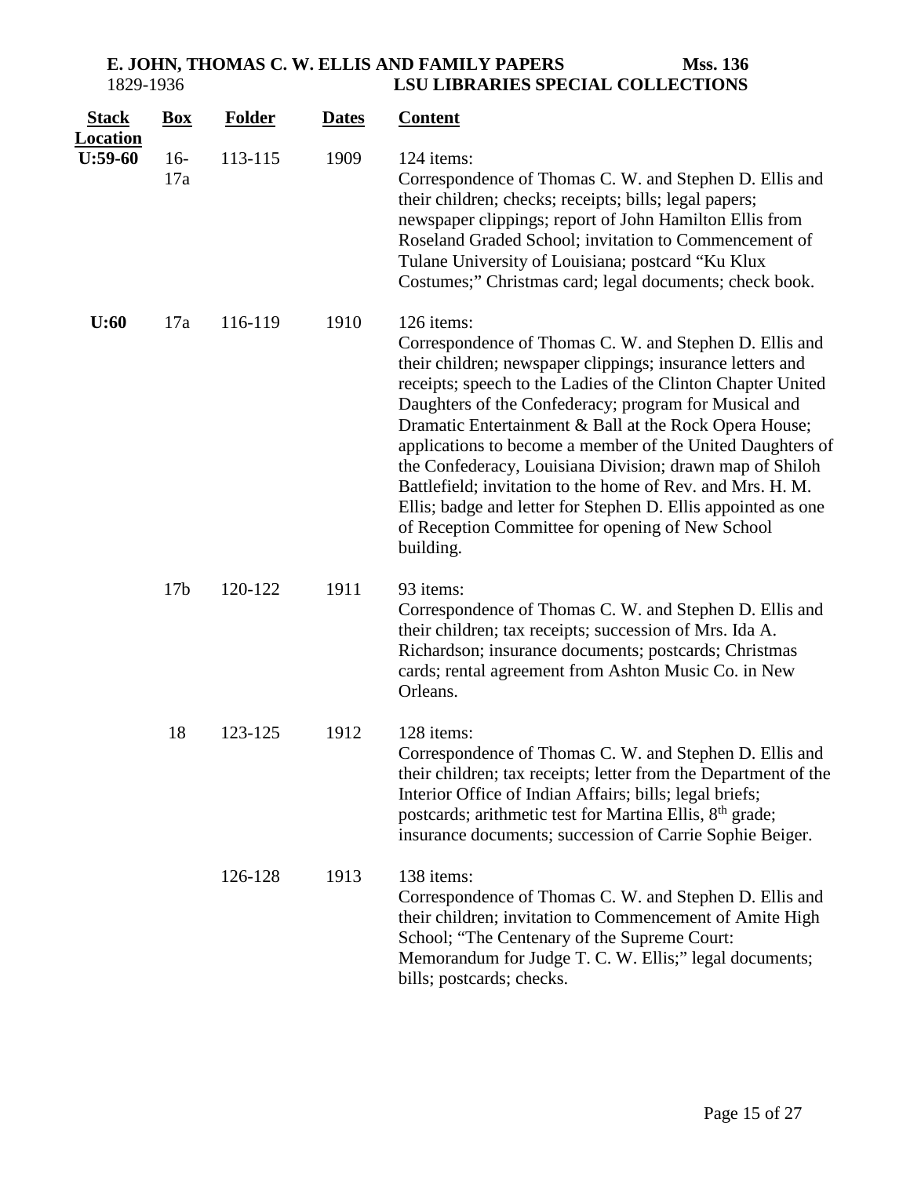| Stack Location | Box | Folder | Dates | Content |
|---|---|---|---|---|
| U:59-60 | 16-17a | 113-115 | 1909 | 124 items: Correspondence of Thomas C. W. and Stephen D. Ellis and their children; checks; receipts; bills; legal papers; newspaper clippings; report of John Hamilton Ellis from Roseland Graded School; invitation to Commencement of Tulane University of Louisiana; postcard "Ku Klux Costumes;" Christmas card; legal documents; check book. |
| U:60 | 17a | 116-119 | 1910 | 126 items: Correspondence of Thomas C. W. and Stephen D. Ellis and their children; newspaper clippings; insurance letters and receipts; speech to the Ladies of the Clinton Chapter United Daughters of the Confederacy; program for Musical and Dramatic Entertainment & Ball at the Rock Opera House; applications to become a member of the United Daughters of the Confederacy, Louisiana Division; drawn map of Shiloh Battlefield; invitation to the home of Rev. and Mrs. H. M. Ellis; badge and letter for Stephen D. Ellis appointed as one of Reception Committee for opening of New School building. |
| | 17b | 120-122 | 1911 | 93 items: Correspondence of Thomas C. W. and Stephen D. Ellis and their children; tax receipts; succession of Mrs. Ida A. Richardson; insurance documents; postcards; Christmas cards; rental agreement from Ashton Music Co. in New Orleans. |
| | 18 | 123-125 | 1912 | 128 items: Correspondence of Thomas C. W. and Stephen D. Ellis and their children; tax receipts; letter from the Department of the Interior Office of Indian Affairs; bills; legal briefs; postcards; arithmetic test for Martina Ellis, 8th grade; insurance documents; succession of Carrie Sophie Beiger. |
| | | 126-128 | 1913 | 138 items: Correspondence of Thomas C. W. and Stephen D. Ellis and their children; invitation to Commencement of Amite High School; "The Centenary of the Supreme Court: Memorandum for Judge T. C. W. Ellis;" legal documents; bills; postcards; checks. |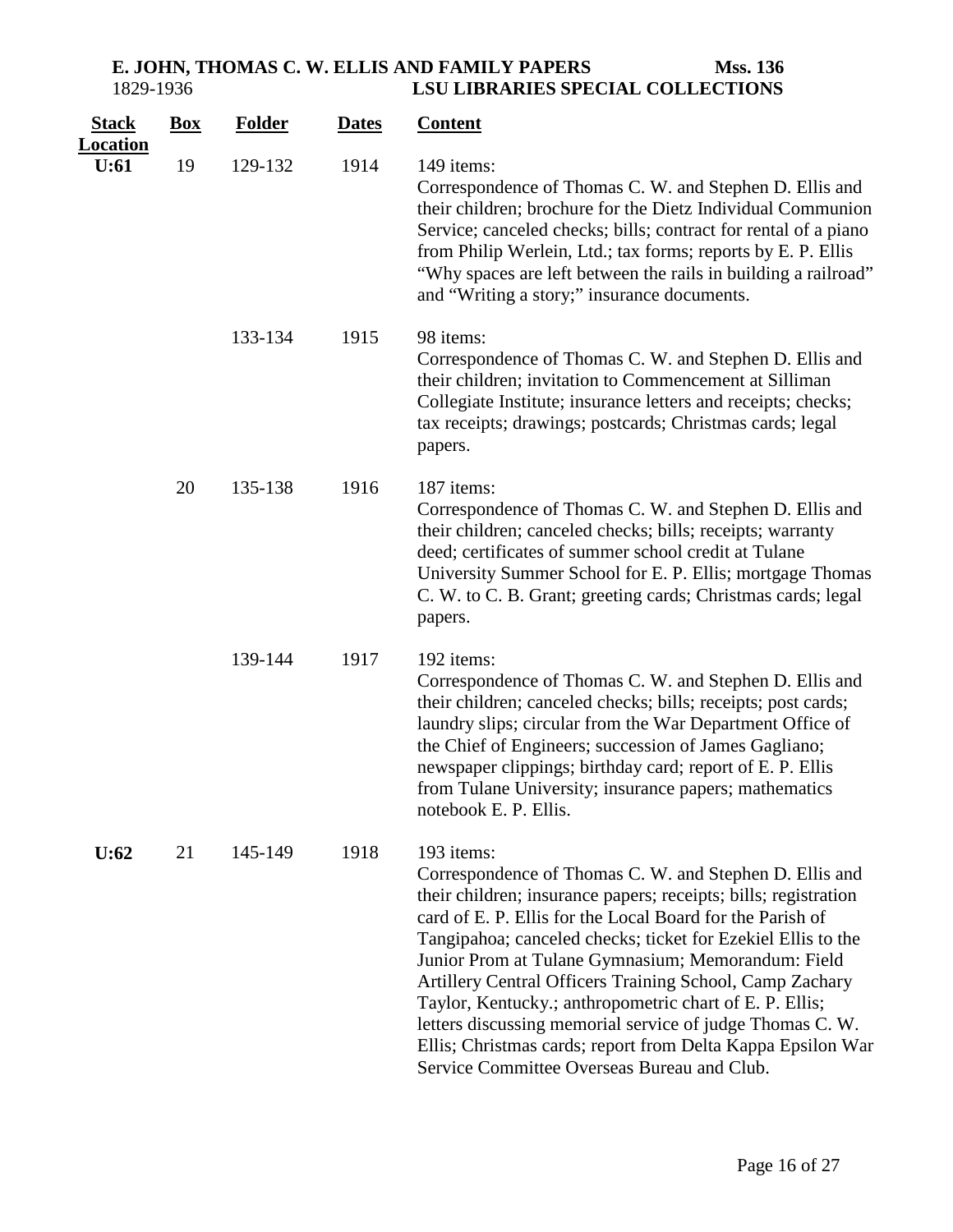| Stack Location | Box | Folder | Dates | Content |
|---|---|---|---|---|
| U:61 | 19 | 129-132 | 1914 | 149 items: Correspondence of Thomas C. W. and Stephen D. Ellis and their children; brochure for the Dietz Individual Communion Service; canceled checks; bills; contract for rental of a piano from Philip Werlein, Ltd.; tax forms; reports by E. P. Ellis "Why spaces are left between the rails in building a railroad" and "Writing a story;" insurance documents. |
| | | 133-134 | 1915 | 98 items: Correspondence of Thomas C. W. and Stephen D. Ellis and their children; invitation to Commencement at Silliman Collegiate Institute; insurance letters and receipts; checks; tax receipts; drawings; postcards; Christmas cards; legal papers. |
| | 20 | 135-138 | 1916 | 187 items: Correspondence of Thomas C. W. and Stephen D. Ellis and their children; canceled checks; bills; receipts; warranty deed; certificates of summer school credit at Tulane University Summer School for E. P. Ellis; mortgage Thomas C. W. to C. B. Grant; greeting cards; Christmas cards; legal papers. |
| | | 139-144 | 1917 | 192 items: Correspondence of Thomas C. W. and Stephen D. Ellis and their children; canceled checks; bills; receipts; post cards; laundry slips; circular from the War Department Office of the Chief of Engineers; succession of James Gagliano; newspaper clippings; birthday card; report of E. P. Ellis from Tulane University; insurance papers; mathematics notebook E. P. Ellis. |
| U:62 | 21 | 145-149 | 1918 | 193 items: Correspondence of Thomas C. W. and Stephen D. Ellis and their children; insurance papers; receipts; bills; registration card of E. P. Ellis for the Local Board for the Parish of Tangipahoa; canceled checks; ticket for Ezekiel Ellis to the Junior Prom at Tulane Gymnasium; Memorandum: Field Artillery Central Officers Training School, Camp Zachary Taylor, Kentucky.; anthropometric chart of E. P. Ellis; letters discussing memorial service of judge Thomas C. W. Ellis; Christmas cards; report from Delta Kappa Epsilon War Service Committee Overseas Bureau and Club. |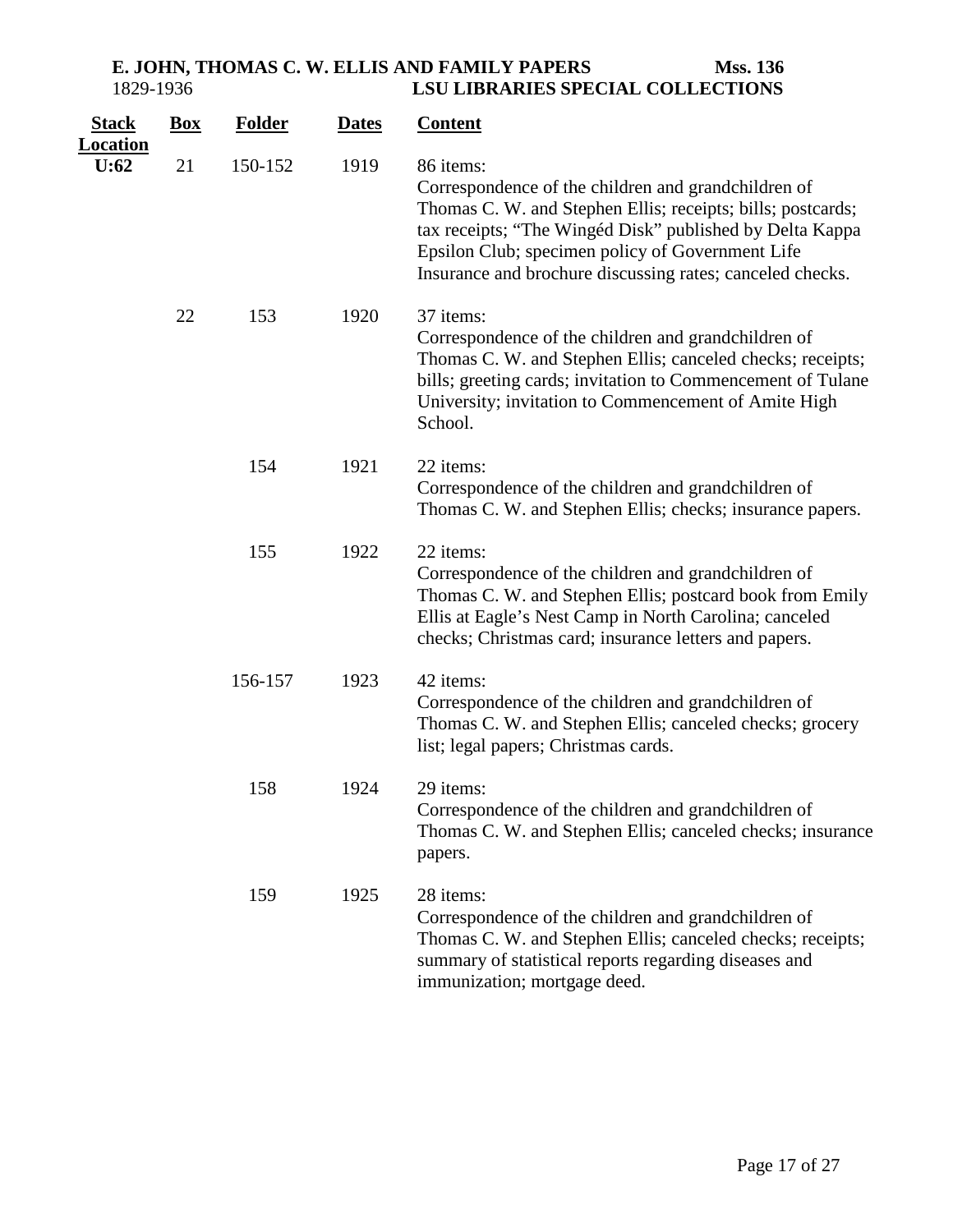| Stack Location | Box | Folder | Dates | Content |
|---|---|---|---|---|
| U:62 | 21 | 150-152 | 1919 | 86 items: Correspondence of the children and grandchildren of Thomas C. W. and Stephen Ellis; receipts; bills; postcards; tax receipts; "The Wingéd Disk" published by Delta Kappa Epsilon Club; specimen policy of Government Life Insurance and brochure discussing rates; canceled checks. |
| | 22 | 153 | 1920 | 37 items: Correspondence of the children and grandchildren of Thomas C. W. and Stephen Ellis; canceled checks; receipts; bills; greeting cards; invitation to Commencement of Tulane University; invitation to Commencement of Amite High School. |
| | | 154 | 1921 | 22 items: Correspondence of the children and grandchildren of Thomas C. W. and Stephen Ellis; checks; insurance papers. |
| | | 155 | 1922 | 22 items: Correspondence of the children and grandchildren of Thomas C. W. and Stephen Ellis; postcard book from Emily Ellis at Eagle's Nest Camp in North Carolina; canceled checks; Christmas card; insurance letters and papers. |
| | | 156-157 | 1923 | 42 items: Correspondence of the children and grandchildren of Thomas C. W. and Stephen Ellis; canceled checks; grocery list; legal papers; Christmas cards. |
| | | 158 | 1924 | 29 items: Correspondence of the children and grandchildren of Thomas C. W. and Stephen Ellis; canceled checks; insurance papers. |
| | | 159 | 1925 | 28 items: Correspondence of the children and grandchildren of Thomas C. W. and Stephen Ellis; canceled checks; receipts; summary of statistical reports regarding diseases and immunization; mortgage deed. |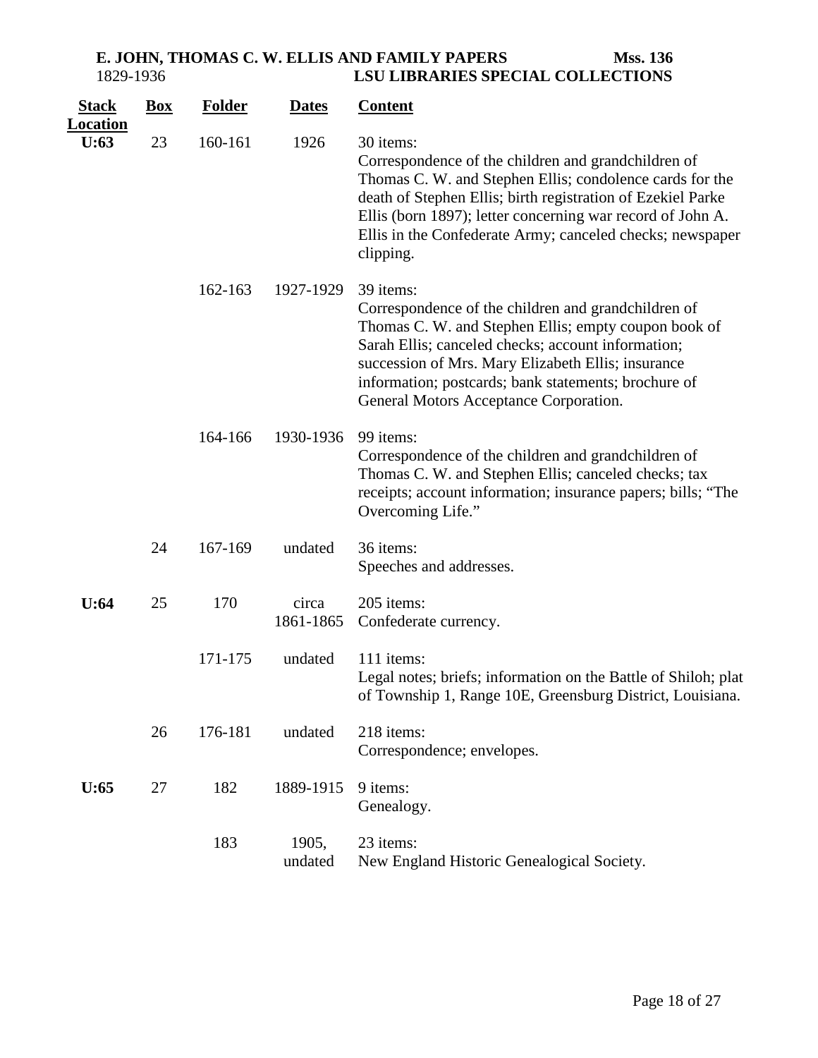| Stack Location | Box | Folder | Dates | Content |
|---|---|---|---|---|
| U:63 | 23 | 160-161 | 1926 | 30 items: Correspondence of the children and grandchildren of Thomas C. W. and Stephen Ellis; condolence cards for the death of Stephen Ellis; birth registration of Ezekiel Parke Ellis (born 1897); letter concerning war record of John A. Ellis in the Confederate Army; canceled checks; newspaper clipping. |
| | | 162-163 | 1927-1929 | 39 items: Correspondence of the children and grandchildren of Thomas C. W. and Stephen Ellis; empty coupon book of Sarah Ellis; canceled checks; account information; succession of Mrs. Mary Elizabeth Ellis; insurance information; postcards; bank statements; brochure of General Motors Acceptance Corporation. |
| | | 164-166 | 1930-1936 | 99 items: Correspondence of the children and grandchildren of Thomas C. W. and Stephen Ellis; canceled checks; tax receipts; account information; insurance papers; bills; "The Overcoming Life." |
| | 24 | 167-169 | undated | 36 items: Speeches and addresses. |
| U:64 | 25 | 170 | circa 1861-1865 | 205 items: Confederate currency. |
| | | 171-175 | undated | 111 items: Legal notes; briefs; information on the Battle of Shiloh; plat of Township 1, Range 10E, Greensburg District, Louisiana. |
| | 26 | 176-181 | undated | 218 items: Correspondence; envelopes. |
| U:65 | 27 | 182 | 1889-1915 | 9 items: Genealogy. |
| | | 183 | 1905, undated | 23 items: New England Historic Genealogical Society. |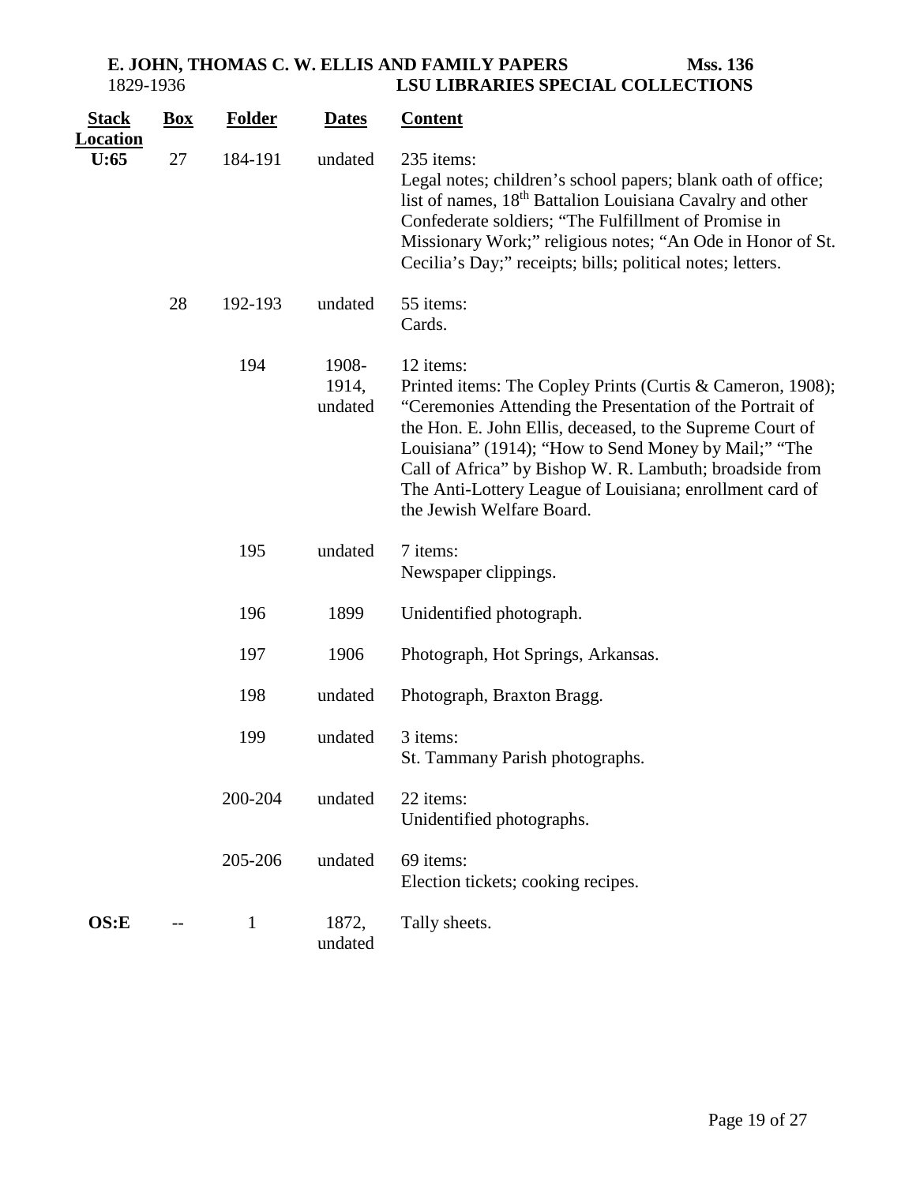| Stack Location | Box | Folder | Dates | Content |
|---|---|---|---|---|
| U:65 | 27 | 184-191 | undated | 235 items: Legal notes; children's school papers; blank oath of office; list of names, 18th Battalion Louisiana Cavalry and other Confederate soldiers; "The Fulfillment of Promise in Missionary Work;" religious notes; "An Ode in Honor of St. Cecilia's Day;" receipts; bills; political notes; letters. |
| | 28 | 192-193 | undated | 55 items: Cards. |
| | | 194 | 1908-1914, undated | 12 items: Printed items: The Copley Prints (Curtis & Cameron, 1908); "Ceremonies Attending the Presentation of the Portrait of the Hon. E. John Ellis, deceased, to the Supreme Court of Louisiana" (1914); "How to Send Money by Mail;" "The Call of Africa" by Bishop W. R. Lambuth; broadside from The Anti-Lottery League of Louisiana; enrollment card of the Jewish Welfare Board. |
| | | 195 | undated | 7 items: Newspaper clippings. |
| | | 196 | 1899 | Unidentified photograph. |
| | | 197 | 1906 | Photograph, Hot Springs, Arkansas. |
| | | 198 | undated | Photograph, Braxton Bragg. |
| | | 199 | undated | 3 items: St. Tammany Parish photographs. |
| | | 200-204 | undated | 22 items: Unidentified photographs. |
| | | 205-206 | undated | 69 items: Election tickets; cooking recipes. |
| OS:E | -- | 1 | 1872, undated | Tally sheets. |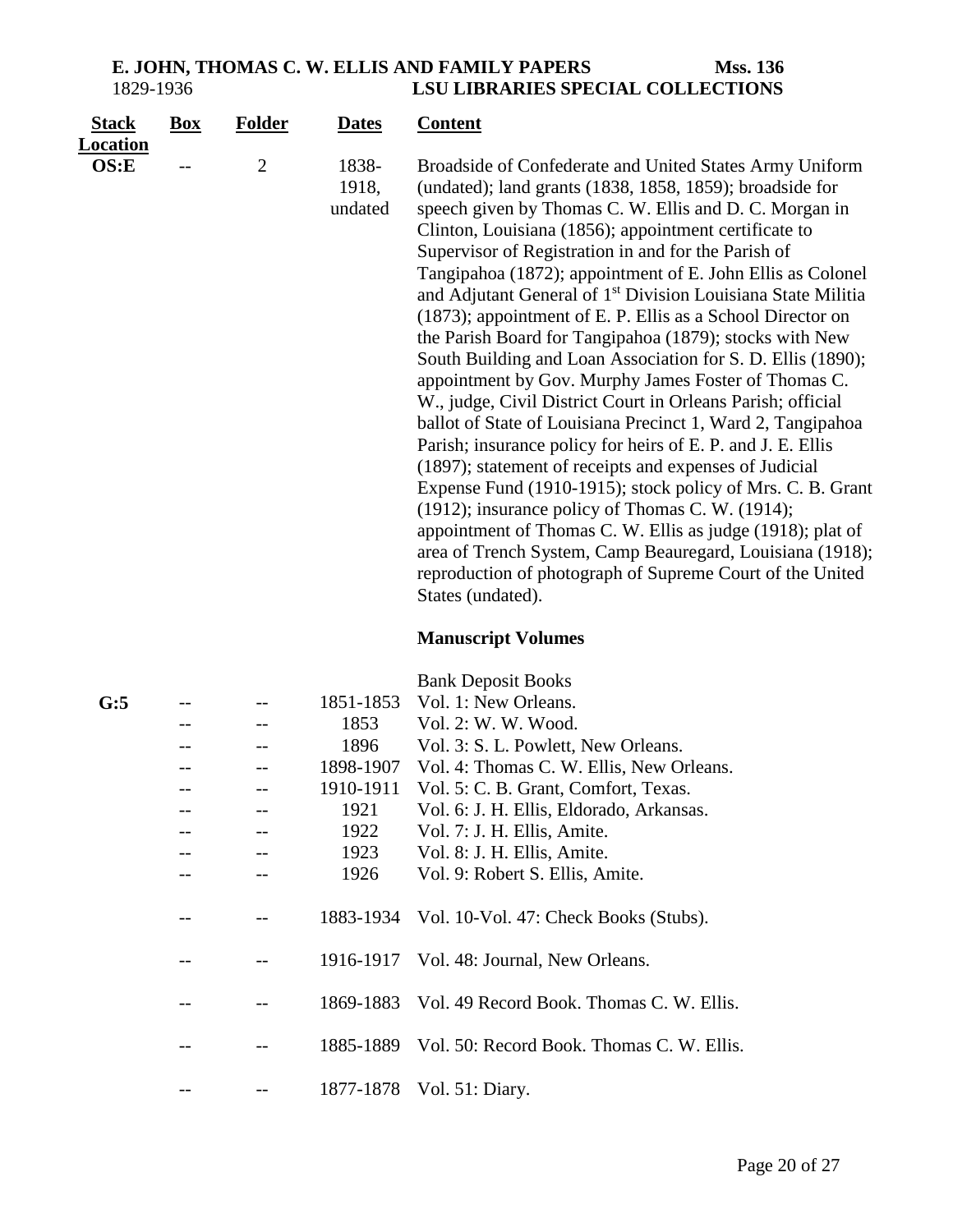| Stack Location | Box | Folder | Dates | Content |
| --- | --- | --- | --- | --- |
| OS:E | -- | 2 | 1838-1918, undated | Broadside of Confederate and United States Army Uniform (undated); land grants (1838, 1858, 1859); broadside for speech given by Thomas C. W. Ellis and D. C. Morgan in Clinton, Louisiana (1856); appointment certificate to Supervisor of Registration in and for the Parish of Tangipahoa (1872); appointment of E. John Ellis as Colonel and Adjutant General of 1st Division Louisiana State Militia (1873); appointment of E. P. Ellis as a School Director on the Parish Board for Tangipahoa (1879); stocks with New South Building and Loan Association for S. D. Ellis (1890); appointment by Gov. Murphy James Foster of Thomas C. W., judge, Civil District Court in Orleans Parish; official ballot of State of Louisiana Precinct 1, Ward 2, Tangipahoa Parish; insurance policy for heirs of E. P. and J. E. Ellis (1897); statement of receipts and expenses of Judicial Expense Fund (1910-1915); stock policy of Mrs. C. B. Grant (1912); insurance policy of Thomas C. W. (1914); appointment of Thomas C. W. Ellis as judge (1918); plat of area of Trench System, Camp Beauregard, Louisiana (1918); reproduction of photograph of Supreme Court of the United States (undated). |

**Manuscript Volumes**

| Stack Location | Box | Folder | Dates | Content |
| --- | --- | --- | --- | --- |
| | | | | Bank Deposit Books |
| G:5 | -- | -- | 1851-1853 | Vol. 1: New Orleans. |
| | -- | -- | 1853 | Vol. 2: W. W. Wood. |
| | -- | -- | 1896 | Vol. 3: S. L. Powlett, New Orleans. |
| | -- | -- | 1898-1907 | Vol. 4: Thomas C. W. Ellis, New Orleans. |
| | -- | -- | 1910-1911 | Vol. 5: C. B. Grant, Comfort, Texas. |
| | -- | -- | 1921 | Vol. 6: J. H. Ellis, Eldorado, Arkansas. |
| | -- | -- | 1922 | Vol. 7: J. H. Ellis, Amite. |
| | -- | -- | 1923 | Vol. 8: J. H. Ellis, Amite. |
| | -- | -- | 1926 | Vol. 9: Robert S. Ellis, Amite. |
| | -- | -- | 1883-1934 | Vol. 10-Vol. 47: Check Books (Stubs). |
| | -- | -- | 1916-1917 | Vol. 48: Journal, New Orleans. |
| | -- | -- | 1869-1883 | Vol. 49 Record Book. Thomas C. W. Ellis. |
| | -- | -- | 1885-1889 | Vol. 50: Record Book. Thomas C. W. Ellis. |
| | -- | -- | 1877-1878 | Vol. 51: Diary. |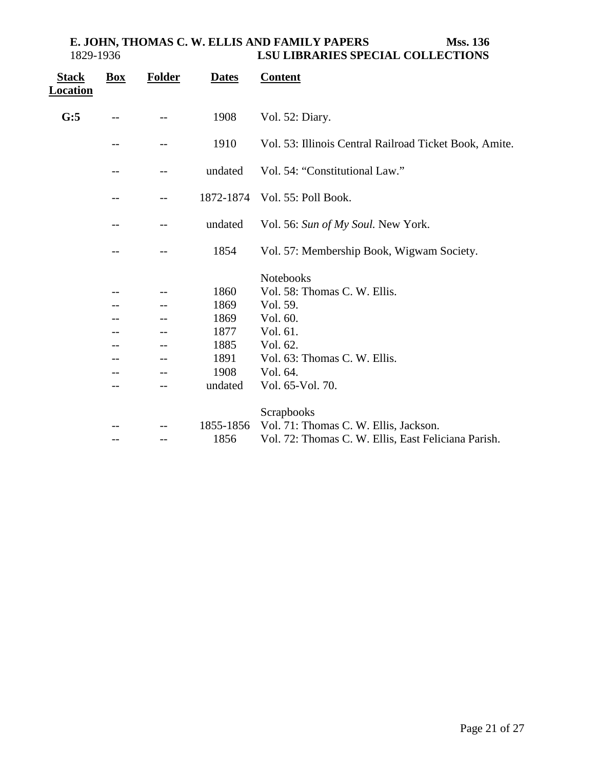| Stack Location | Box | Folder | Dates | Content |
|---|---|---|---|---|
| G:5 | -- | -- | 1908 | Vol. 52: Diary. |
| | -- | -- | 1910 | Vol. 53: Illinois Central Railroad Ticket Book, Amite. |
| | -- | -- | undated | Vol. 54: “Constitutional Law.” |
| | -- | -- | 1872-1874 | Vol. 55: Poll Book. |
| | -- | -- | undated | Vol. 56: *Sun of My Soul.* New York. |
| | -- | -- | 1854 | Vol. 57: Membership Book, Wigwam Society. |
| | | | | Notebooks |
| | -- | -- | 1860 | Vol. 58: Thomas C. W. Ellis. |
| | -- | -- | 1869 | Vol. 59. |
| | -- | -- | 1869 | Vol. 60. |
| | -- | -- | 1877 | Vol. 61. |
| | -- | -- | 1885 | Vol. 62. |
| | -- | -- | 1891 | Vol. 63: Thomas C. W. Ellis. |
| | -- | -- | 1908 | Vol. 64. |
| | -- | -- | undated | Vol. 65-Vol. 70. |
| | | | | Scrapbooks |
| | -- | -- | 1855-1856 | Vol. 71: Thomas C. W. Ellis, Jackson. |
| | -- | -- | 1856 | Vol. 72: Thomas C. W. Ellis, East Feliciana Parish. |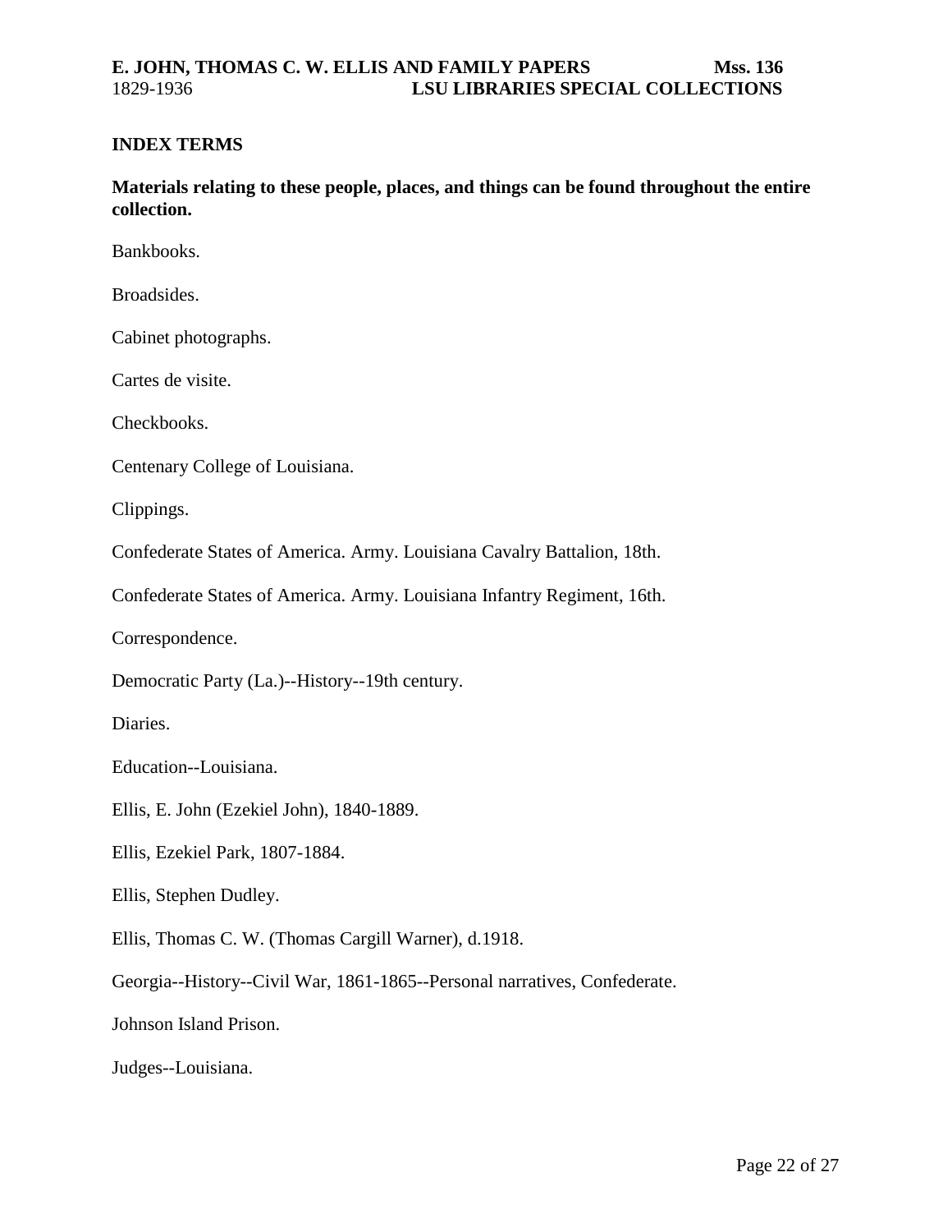## INDEX TERMS

**Materials relating to these people, places, and things can be found throughout the entire collection.**

Bankbooks.

Broadsides.

Cabinet photographs.

Cartes de visite.

Checkbooks.

Centenary College of Louisiana.

Clippings.

Confederate States of America. Army. Louisiana Cavalry Battalion, 18th.

Confederate States of America. Army. Louisiana Infantry Regiment, 16th.

Correspondence.

Democratic Party (La.)--History--19th century.

Diaries.

Education--Louisiana.

Ellis, E. John (Ezekiel John), 1840-1889.

Ellis, Ezekiel Park, 1807-1884.

Ellis, Stephen Dudley.

Ellis, Thomas C. W. (Thomas Cargill Warner), d.1918.

Georgia--History--Civil War, 1861-1865--Personal narratives, Confederate.

Johnson Island Prison.

Judges--Louisiana.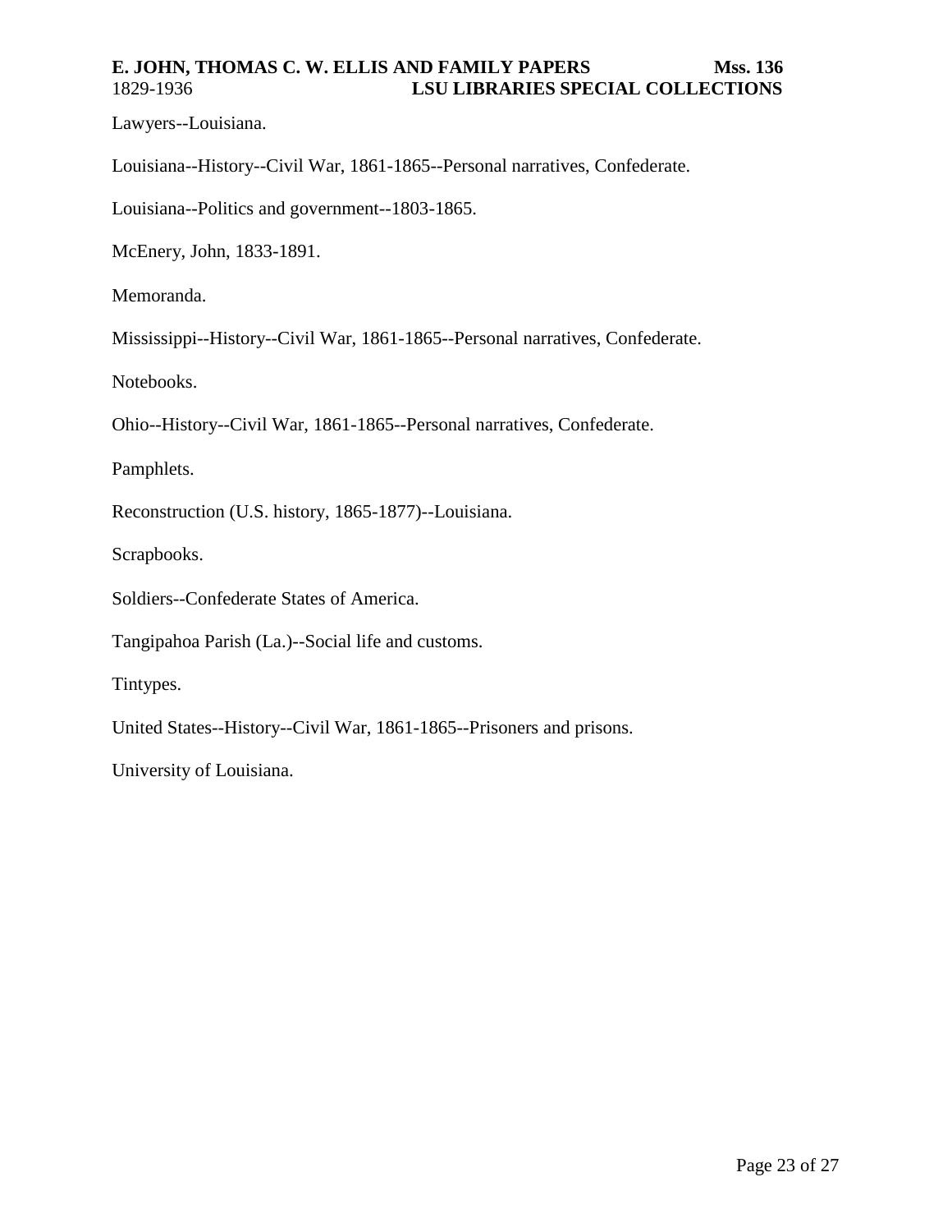Lawyers--Louisiana.

Louisiana--History--Civil War, 1861-1865--Personal narratives, Confederate.

Louisiana--Politics and government--1803-1865.

McEnery, John, 1833-1891.

Memoranda.

Mississippi--History--Civil War, 1861-1865--Personal narratives, Confederate.

Notebooks.

Ohio--History--Civil War, 1861-1865--Personal narratives, Confederate.

Pamphlets.

Reconstruction (U.S. history, 1865-1877)--Louisiana.

Scrapbooks.

Soldiers--Confederate States of America.

Tangipahoa Parish (La.)--Social life and customs.

Tintypes.

United States--History--Civil War, 1861-1865--Prisoners and prisons.

University of Louisiana.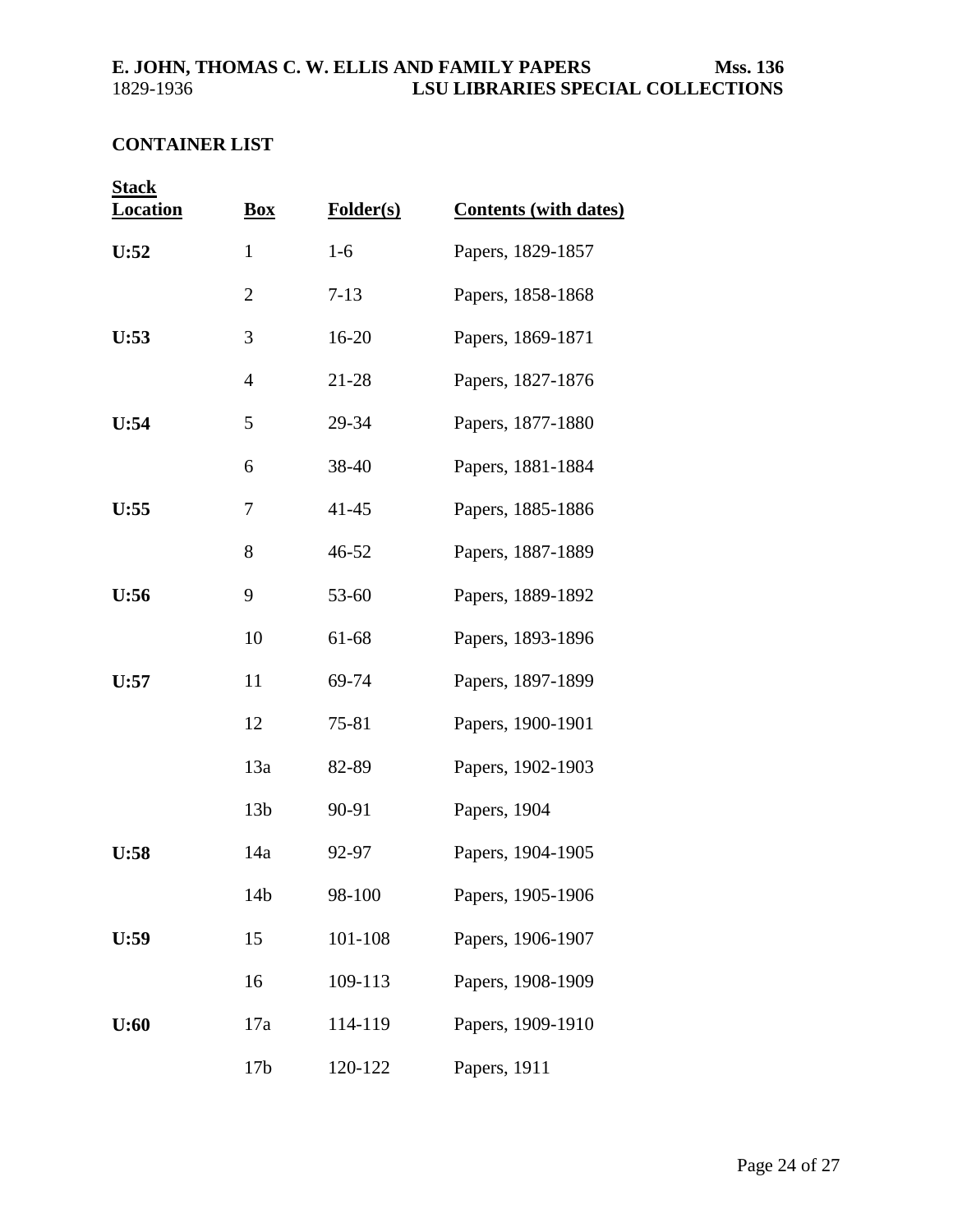## CONTAINER LIST

| Stack Location | Box | Folder(s) | Contents (with dates) |
|---|---|---|---|
| **U:52** | 1 | 1-6 | Papers, 1829-1857 |
| | 2 | 7-13 | Papers, 1858-1868 |
| **U:53** | 3 | 16-20 | Papers, 1869-1871 |
| | 4 | 21-28 | Papers, 1827-1876 |
| **U:54** | 5 | 29-34 | Papers, 1877-1880 |
| | 6 | 38-40 | Papers, 1881-1884 |
| **U:55** | 7 | 41-45 | Papers, 1885-1886 |
| | 8 | 46-52 | Papers, 1887-1889 |
| **U:56** | 9 | 53-60 | Papers, 1889-1892 |
| | 10 | 61-68 | Papers, 1893-1896 |
| **U:57** | 11 | 69-74 | Papers, 1897-1899 |
| | 12 | 75-81 | Papers, 1900-1901 |
| | 13a | 82-89 | Papers, 1902-1903 |
| | 13b | 90-91 | Papers, 1904 |
| **U:58** | 14a | 92-97 | Papers, 1904-1905 |
| | 14b | 98-100 | Papers, 1905-1906 |
| **U:59** | 15 | 101-108 | Papers, 1906-1907 |
| | 16 | 109-113 | Papers, 1908-1909 |
| **U:60** | 17a | 114-119 | Papers, 1909-1910 |
| | 17b | 120-122 | Papers, 1911 |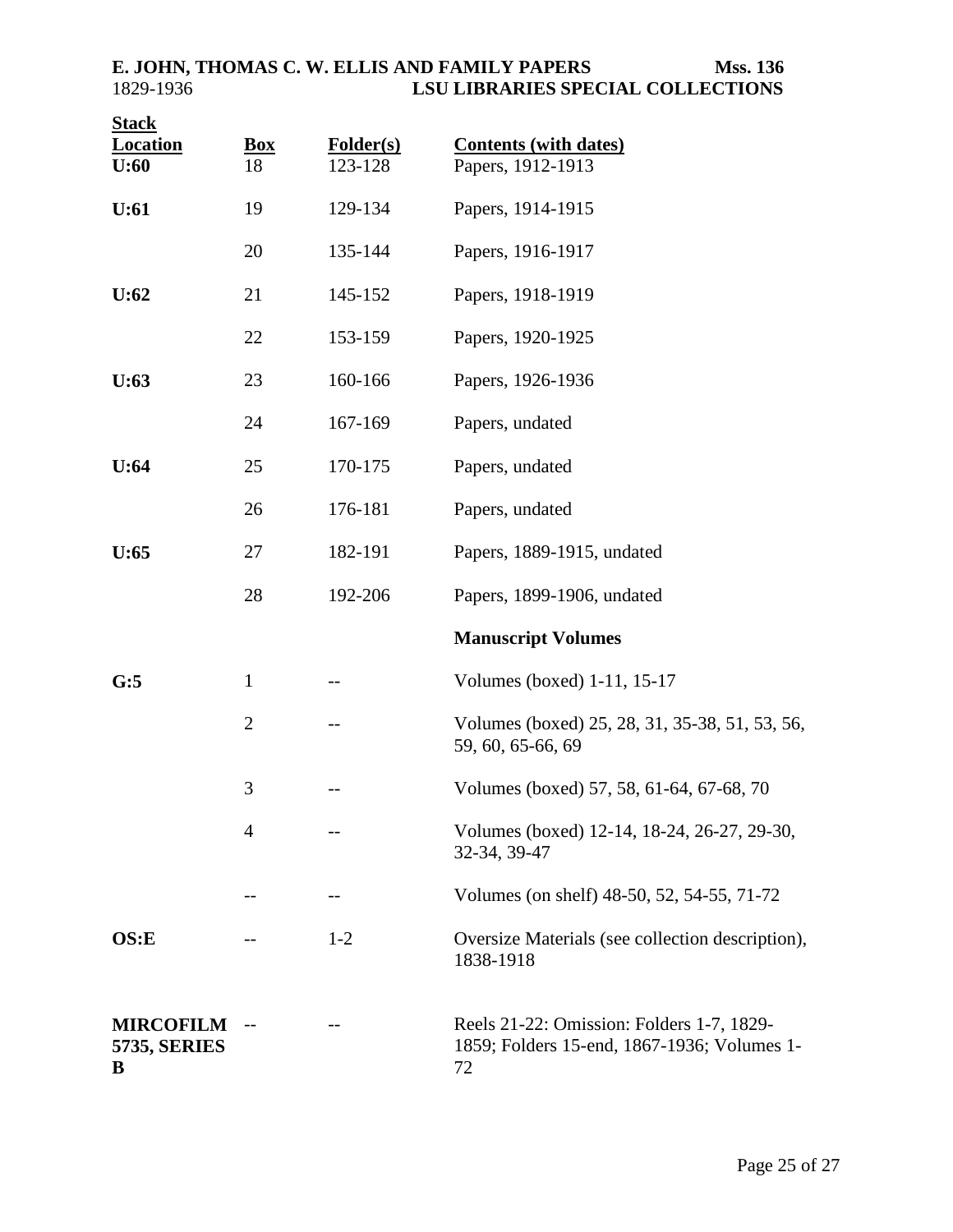| Stack Location | Box | Folder(s) | Contents (with dates) |
|---|---|---|---|
| **U:60** | 18 | 123-128 | Papers, 1912-1913 |
| **U:61** | 19 | 129-134 | Papers, 1914-1915 |
| | 20 | 135-144 | Papers, 1916-1917 |
| **U:62** | 21 | 145-152 | Papers, 1918-1919 |
| | 22 | 153-159 | Papers, 1920-1925 |
| **U:63** | 23 | 160-166 | Papers, 1926-1936 |
| | 24 | 167-169 | Papers, undated |
| **U:64** | 25 | 170-175 | Papers, undated |
| | 26 | 176-181 | Papers, undated |
| **U:65** | 27 | 182-191 | Papers, 1889-1915, undated |
| | 28 | 192-206 | Papers, 1899-1906, undated |
| | | | **Manuscript Volumes** |
| **G:5** | 1 | -- | Volumes (boxed) 1-11, 15-17 |
| | 2 | -- | Volumes (boxed) 25, 28, 31, 35-38, 51, 53, 56, 59, 60, 65-66, 69 |
| | 3 | -- | Volumes (boxed) 57, 58, 61-64, 67-68, 70 |
| | 4 | -- | Volumes (boxed) 12-14, 18-24, 26-27, 29-30, 32-34, 39-47 |
| | -- | -- | Volumes (on shelf) 48-50, 52, 54-55, 71-72 |
| **OS:E** | -- | 1-2 | Oversize Materials (see collection description), 1838-1918 |
| **MIRCOFILM 5735, SERIES B** | -- | -- | Reels 21-22: Omission: Folders 1-7, 1829-1859; Folders 15-end, 1867-1936; Volumes 1-72 |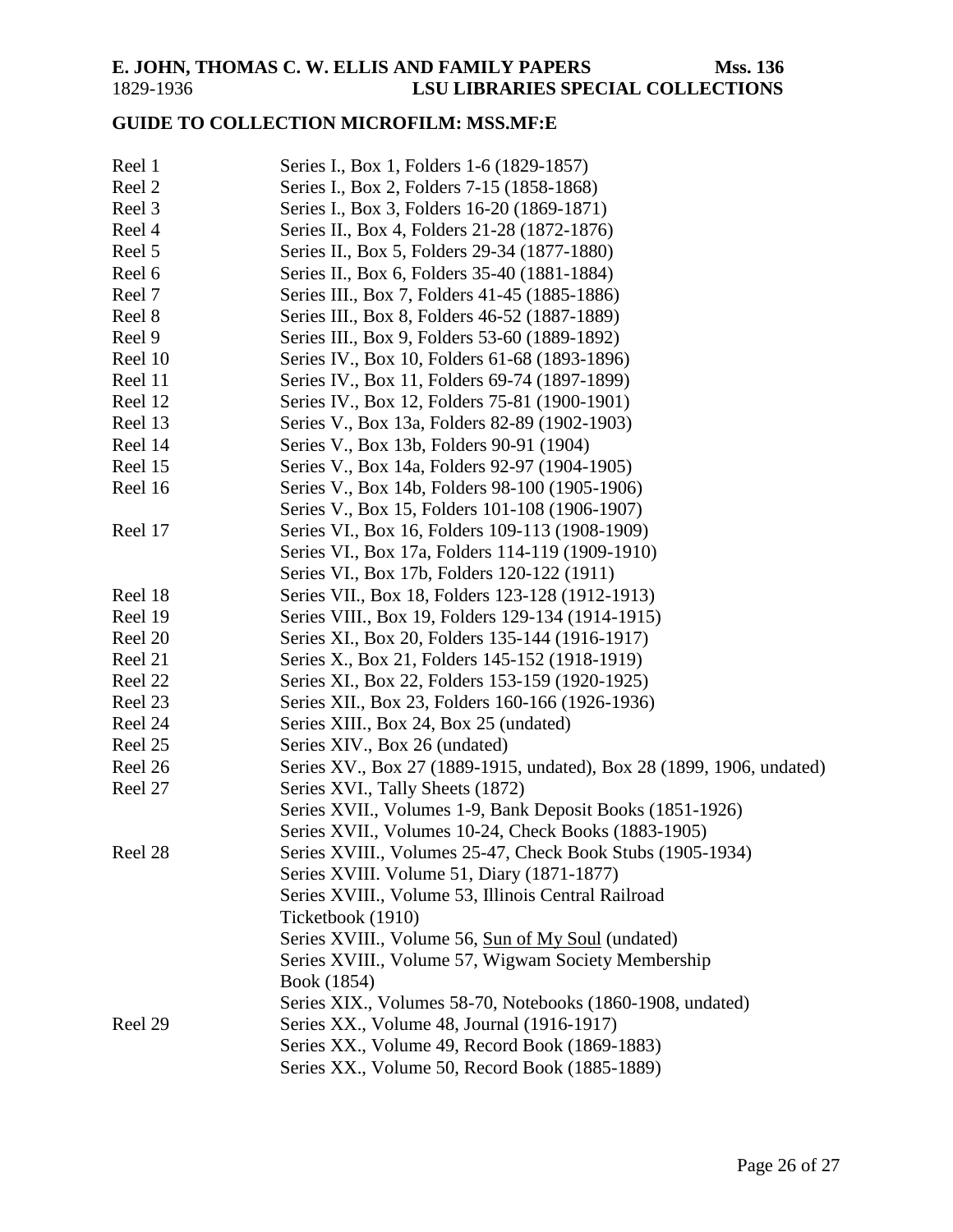**E. JOHN, THOMAS C. W. ELLIS AND FAMILY PAPERS** **Mss. 136**
1829-1936 **LSU LIBRARIES SPECIAL COLLECTIONS**

## GUIDE TO COLLECTION MICROFILM: MSS.MF:E

| | |
|---|---|
| Reel 1 | Series I., Box 1, Folders 1-6 (1829-1857) |
| Reel 2 | Series I., Box 2, Folders 7-15 (1858-1868) |
| Reel 3 | Series I., Box 3, Folders 16-20 (1869-1871) |
| Reel 4 | Series II., Box 4, Folders 21-28 (1872-1876) |
| Reel 5 | Series II., Box 5, Folders 29-34 (1877-1880) |
| Reel 6 | Series II., Box 6, Folders 35-40 (1881-1884) |
| Reel 7 | Series III., Box 7, Folders 41-45 (1885-1886) |
| Reel 8 | Series III., Box 8, Folders 46-52 (1887-1889) |
| Reel 9 | Series III., Box 9, Folders 53-60 (1889-1892) |
| Reel 10 | Series IV., Box 10, Folders 61-68 (1893-1896) |
| Reel 11 | Series IV., Box 11, Folders 69-74 (1897-1899) |
| Reel 12 | Series IV., Box 12, Folders 75-81 (1900-1901) |
| Reel 13 | Series V., Box 13a, Folders 82-89 (1902-1903) |
| Reel 14 | Series V., Box 13b, Folders 90-91 (1904) |
| Reel 15 | Series V., Box 14a, Folders 92-97 (1904-1905) |
| Reel 16 | Series V., Box 14b, Folders 98-100 (1905-1906) |
| | Series V., Box 15, Folders 101-108 (1906-1907) |
| Reel 17 | Series VI., Box 16, Folders 109-113 (1908-1909) |
| | Series VI., Box 17a, Folders 114-119 (1909-1910) |
| | Series VI., Box 17b, Folders 120-122 (1911) |
| Reel 18 | Series VII., Box 18, Folders 123-128 (1912-1913) |
| Reel 19 | Series VIII., Box 19, Folders 129-134 (1914-1915) |
| Reel 20 | Series XI., Box 20, Folders 135-144 (1916-1917) |
| Reel 21 | Series X., Box 21, Folders 145-152 (1918-1919) |
| Reel 22 | Series XI., Box 22, Folders 153-159 (1920-1925) |
| Reel 23 | Series XII., Box 23, Folders 160-166 (1926-1936) |
| Reel 24 | Series XIII., Box 24, Box 25 (undated) |
| Reel 25 | Series XIV., Box 26 (undated) |
| Reel 26 | Series XV., Box 27 (1889-1915, undated), Box 28 (1899, 1906, undated) |
| Reel 27 | Series XVI., Tally Sheets (1872) |
| | Series XVII., Volumes 1-9, Bank Deposit Books (1851-1926) |
| | Series XVII., Volumes 10-24, Check Books (1883-1905) |
| Reel 28 | Series XVIII., Volumes 25-47, Check Book Stubs (1905-1934) |
| | Series XVIII. Volume 51, Diary (1871-1877) |
| | Series XVIII., Volume 53, Illinois Central Railroad Ticketbook (1910) |
| | Series XVIII., Volume 56, Sun of My Soul (undated) |
| | Series XVIII., Volume 57, Wigwam Society Membership Book (1854) |
| | Series XIX., Volumes 58-70, Notebooks (1860-1908, undated) |
| Reel 29 | Series XX., Volume 48, Journal (1916-1917) |
| | Series XX., Volume 49, Record Book (1869-1883) |
| | Series XX., Volume 50, Record Book (1885-1889) |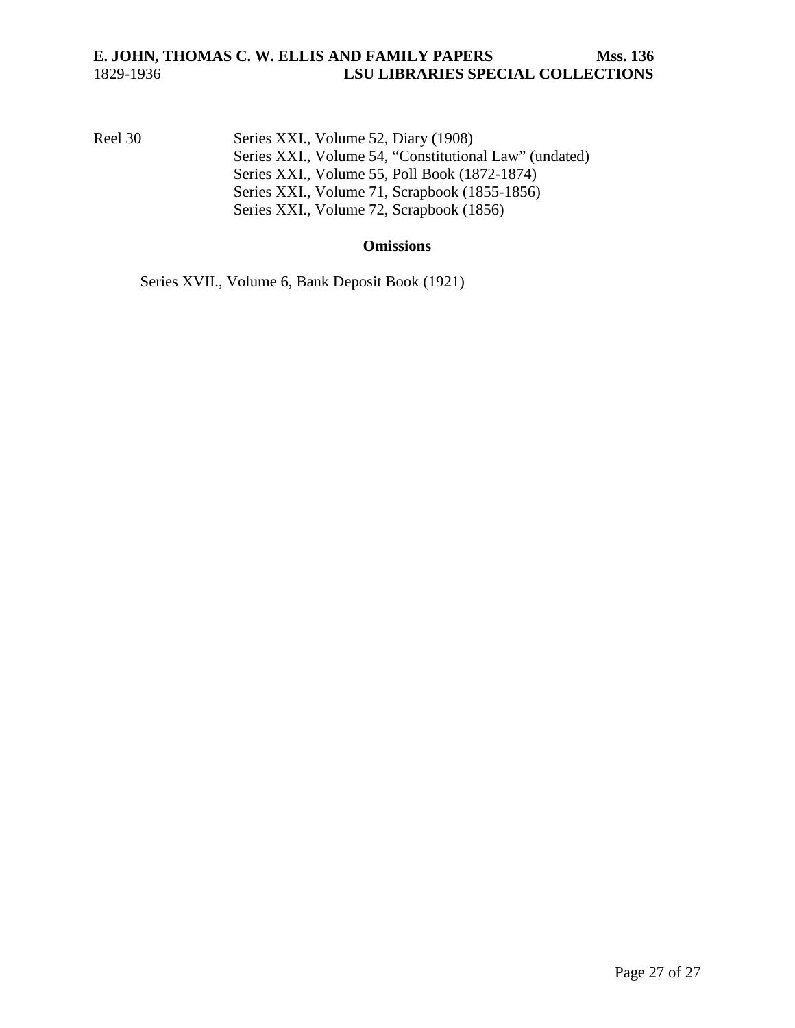Reel 30 Series XXI., Volume 52, Diary (1908)
Series XXI., Volume 54, "Constitutional Law" (undated)
Series XXI., Volume 55, Poll Book (1872-1874)
Series XXI., Volume 71, Scrapbook (1855-1856)
Series XXI., Volume 72, Scrapbook (1856)

**Omissions**

Series XVII., Volume 6, Bank Deposit Book (1921)